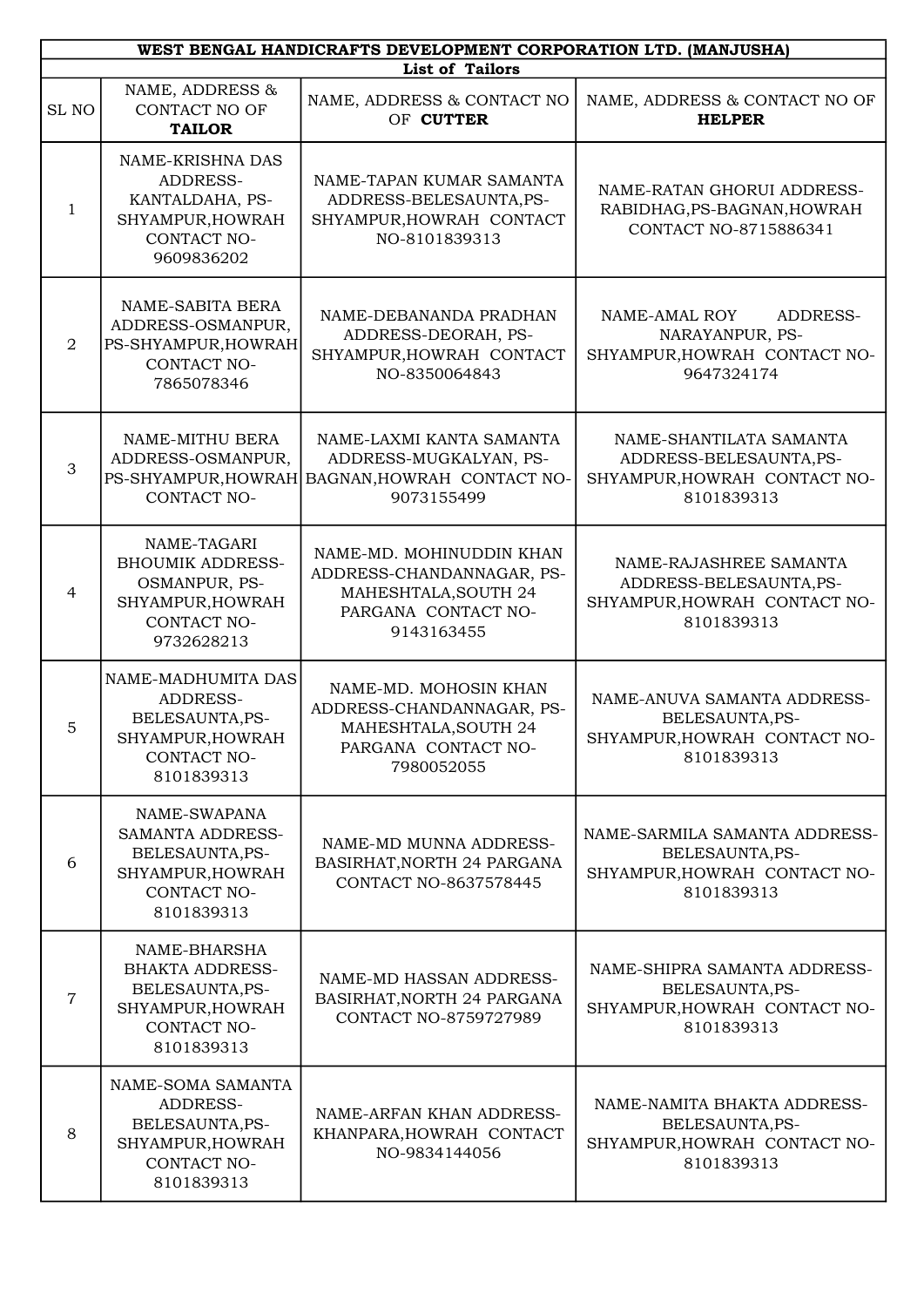| WEST BENGAL HANDICRAFTS DEVELOPMENT CORPORATION LTD. (MANJUSHA) | | | |
|---|---|---|---|
| **List of Tailors** | | | |
| SL NO | NAME, ADDRESS & CONTACT NO OF **TAILOR** | NAME, ADDRESS & CONTACT NO OF **CUTTER** | NAME, ADDRESS & CONTACT NO OF **HELPER** |
| 1 | NAME-KRISHNA DAS ADDRESS-KANTALDAHA, PS-SHYAMPUR,HOWRAH CONTACT NO-9609836202 | NAME-TAPAN KUMAR SAMANTA ADDRESS-BELESAUNTA,PS-SHYAMPUR,HOWRAH CONTACT NO-8101839313 | NAME-RATAN GHORUI ADDRESS-RABIDHAG,PS-BAGNAN,HOWRAH CONTACT NO-8715886341 |
| 2 | NAME-SABITA BERA ADDRESS-OSMANPUR, PS-SHYAMPUR,HOWRAH CONTACT NO-7865078346 | NAME-DEBANANDA PRADHAN ADDRESS-DEORAH, PS-SHYAMPUR,HOWRAH CONTACT NO-8350064843 | NAME-AMAL ROY ADDRESS-NARAYANPUR, PS-SHYAMPUR,HOWRAH CONTACT NO-9647324174 |
| 3 | NAME-MITHU BERA ADDRESS-OSMANPUR, PS-SHYAMPUR,HOWRAH CONTACT NO- | NAME-LAXMI KANTA SAMANTA ADDRESS-MUGKALYAN, PS-BAGNAN,HOWRAH CONTACT NO-9073155499 | NAME-SHANTILATA SAMANTA ADDRESS-BELESAUNTA,PS-SHYAMPUR,HOWRAH CONTACT NO-8101839313 |
| 4 | NAME-TAGARI BHOUMIK ADDRESS-OSMANPUR, PS-SHYAMPUR,HOWRAH CONTACT NO-9732628213 | NAME-MD. MOHINUDDIN KHAN ADDRESS-CHANDANNAGAR, PS-MAHESHTALA,SOUTH 24 PARGANA CONTACT NO-9143163455 | NAME-RAJASHREE SAMANTA ADDRESS-BELESAUNTA,PS-SHYAMPUR,HOWRAH CONTACT NO-8101839313 |
| 5 | NAME-MADHUMITA DAS ADDRESS-BELESAUNTA,PS-SHYAMPUR,HOWRAH CONTACT NO-8101839313 | NAME-MD. MOHOSIN KHAN ADDRESS-CHANDANNAGAR, PS-MAHESHTALA,SOUTH 24 PARGANA CONTACT NO-7980052055 | NAME-ANUVA SAMANTA ADDRESS-BELESAUNTA,PS-SHYAMPUR,HOWRAH CONTACT NO-8101839313 |
| 6 | NAME-SWAPANA SAMANTA ADDRESS-BELESAUNTA,PS-SHYAMPUR,HOWRAH CONTACT NO-8101839313 | NAME-MD MUNNA ADDRESS-BASIRHAT,NORTH 24 PARGANA CONTACT NO-8637578445 | NAME-SARMILA SAMANTA ADDRESS-BELESAUNTA,PS-SHYAMPUR,HOWRAH CONTACT NO-8101839313 |
| 7 | NAME-BHARSHA BHAKTA ADDRESS-BELESAUNTA,PS-SHYAMPUR,HOWRAH CONTACT NO-8101839313 | NAME-MD HASSAN ADDRESS-BASIRHAT,NORTH 24 PARGANA CONTACT NO-8759727989 | NAME-SHIPRA SAMANTA ADDRESS-BELESAUNTA,PS-SHYAMPUR,HOWRAH CONTACT NO-8101839313 |
| 8 | NAME-SOMA SAMANTA ADDRESS-BELESAUNTA,PS-SHYAMPUR,HOWRAH CONTACT NO-8101839313 | NAME-ARFAN KHAN ADDRESS-KHANPARA,HOWRAH CONTACT NO-9834144056 | NAME-NAMITA BHAKTA ADDRESS-BELESAUNTA,PS-SHYAMPUR,HOWRAH CONTACT NO-8101839313 |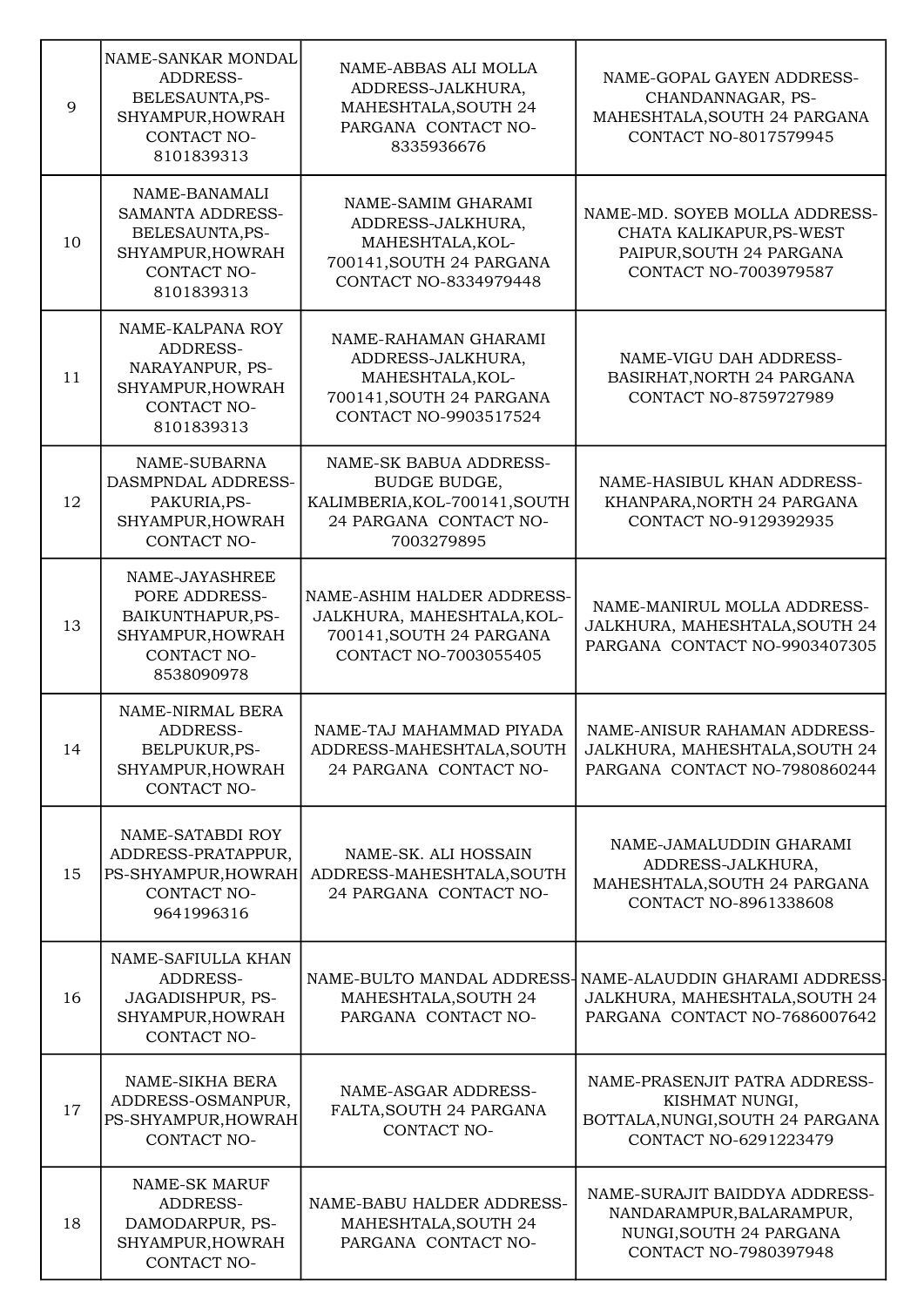| | | | |
|---|---|---|---|
| 9 | NAME-SANKAR MONDAL ADDRESS-BELESAUNTA,PS-SHYAMPUR,HOWRAH CONTACT NO-8101839313 | NAME-ABBAS ALI MOLLA ADDRESS-JALKHURA, MAHESHTALA,SOUTH 24 PARGANA CONTACT NO-8335936676 | NAME-GOPAL GAYEN ADDRESS-CHANDANNAGAR, PS-MAHESHTALA,SOUTH 24 PARGANA CONTACT NO-8017579945 |
| 10 | NAME-BANAMALI SAMANTA ADDRESS-BELESAUNTA,PS-SHYAMPUR,HOWRAH CONTACT NO-8101839313 | NAME-SAMIM GHARAMI ADDRESS-JALKHURA, MAHESHTALA,KOL-700141,SOUTH 24 PARGANA CONTACT NO-8334979448 | NAME-MD. SOYEB MOLLA ADDRESS-CHATA KALIKAPUR,PS-WEST PAIPUR,SOUTH 24 PARGANA CONTACT NO-7003979587 |
| 11 | NAME-KALPANA ROY ADDRESS-NARAYANPUR, PS-SHYAMPUR,HOWRAH CONTACT NO-8101839313 | NAME-RAHAMAN GHARAMI ADDRESS-JALKHURA, MAHESHTALA,KOL-700141,SOUTH 24 PARGANA CONTACT NO-9903517524 | NAME-VIGU DAH ADDRESS-BASIRHAT,NORTH 24 PARGANA CONTACT NO-8759727989 |
| 12 | NAME-SUBARNA DASMPNDAL ADDRESS-PAKURIA,PS-SHYAMPUR,HOWRAH CONTACT NO- | NAME-SK BABUA ADDRESS-BUDGE BUDGE, KALIMBERIA,KOL-700141,SOUTH 24 PARGANA CONTACT NO-7003279895 | NAME-HASIBUL KHAN ADDRESS-KHANPARA,NORTH 24 PARGANA CONTACT NO-9129392935 |
| 13 | NAME-JAYASHREE PORE ADDRESS-BAIKUNTHAPUR,PS-SHYAMPUR,HOWRAH CONTACT NO-8538090978 | NAME-ASHIM HALDER ADDRESS-JALKHURA, MAHESHTALA,KOL-700141,SOUTH 24 PARGANA CONTACT NO-7003055405 | NAME-MANIRUL MOLLA ADDRESS-JALKHURA, MAHESHTALA,SOUTH 24 PARGANA CONTACT NO-9903407305 |
| 14 | NAME-NIRMAL BERA ADDRESS-BELPUKUR,PS-SHYAMPUR,HOWRAH CONTACT NO- | NAME-TAJ MAHAMMAD PIYADA ADDRESS-MAHESHTALA,SOUTH 24 PARGANA CONTACT NO- | NAME-ANISUR RAHAMAN ADDRESS-JALKHURA, MAHESHTALA,SOUTH 24 PARGANA CONTACT NO-7980860244 |
| 15 | NAME-SATABDI ROY ADDRESS-PRATAPPUR, PS-SHYAMPUR,HOWRAH CONTACT NO-9641996316 | NAME-SK. ALI HOSSAIN ADDRESS-MAHESHTALA,SOUTH 24 PARGANA CONTACT NO- | NAME-JAMALUDDIN GHARAMI ADDRESS-JALKHURA, MAHESHTALA,SOUTH 24 PARGANA CONTACT NO-8961338608 |
| 16 | NAME-SAFIULLA KHAN ADDRESS-JAGADISHPUR, PS-SHYAMPUR,HOWRAH CONTACT NO- | NAME-BULTO MANDAL ADDRESS-MAHESHTALA,SOUTH 24 PARGANA CONTACT NO- | NAME-ALAUDDIN GHARAMI ADDRESS-JALKHURA, MAHESHTALA,SOUTH 24 PARGANA CONTACT NO-7686007642 |
| 17 | NAME-SIKHA BERA ADDRESS-OSMANPUR, PS-SHYAMPUR,HOWRAH CONTACT NO- | NAME-ASGAR ADDRESS-FALTA,SOUTH 24 PARGANA CONTACT NO- | NAME-PRASENJIT PATRA ADDRESS-KISHMAT NUNGI, BOTTALA,NUNGI,SOUTH 24 PARGANA CONTACT NO-6291223479 |
| 18 | NAME-SK MARUF ADDRESS-DAMODARPUR, PS-SHYAMPUR,HOWRAH CONTACT NO- | NAME-BABU HALDER ADDRESS-MAHESHTALA,SOUTH 24 PARGANA CONTACT NO- | NAME-SURAJIT BAIDDYA ADDRESS-NANDARAMPUR,BALARAMPUR, NUNGI,SOUTH 24 PARGANA CONTACT NO-7980397948 |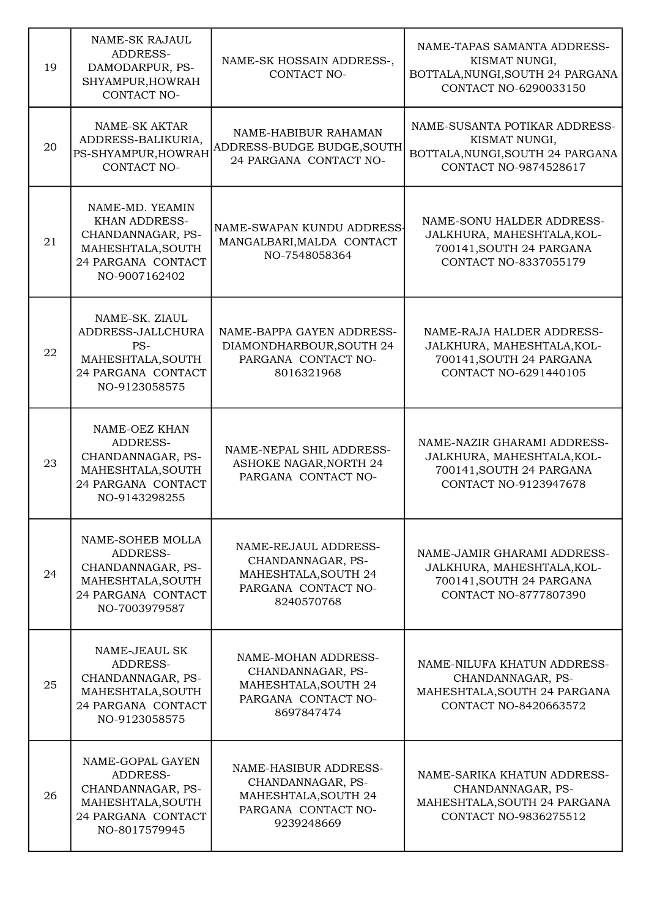| | | | |
|---|---|---|---|
| 19 | NAME-SK RAJAUL ADDRESS-DAMODARPUR, PS-SHYAMPUR,HOWRAH CONTACT NO- | NAME-SK HOSSAIN ADDRESS-, CONTACT NO- | NAME-TAPAS SAMANTA ADDRESS-KISMAT NUNGI, BOTTALA,NUNGI,SOUTH 24 PARGANA CONTACT NO-6290033150 |
| 20 | NAME-SK AKTAR ADDRESS-BALIKURIA, PS-SHYAMPUR,HOWRAH CONTACT NO- | NAME-HABIBUR RAHAMAN ADDRESS-BUDGE BUDGE,SOUTH 24 PARGANA CONTACT NO- | NAME-SUSANTA POTIKAR ADDRESS-KISMAT NUNGI, BOTTALA,NUNGI,SOUTH 24 PARGANA CONTACT NO-9874528617 |
| 21 | NAME-MD. YEAMIN KHAN ADDRESS-CHANDANNAGAR, PS-MAHESHTALA,SOUTH 24 PARGANA CONTACT NO-9007162402 | NAME-SWAPAN KUNDU ADDRESS-MANGALBARI,MALDA CONTACT NO-7548058364 | NAME-SONU HALDER ADDRESS-JALKHURA, MAHESHTALA,KOL-700141,SOUTH 24 PARGANA CONTACT NO-8337055179 |
| 22 | NAME-SK. ZIAUL ADDRESS-JALLCHURA PS-MAHESHTALA,SOUTH 24 PARGANA CONTACT NO-9123058575 | NAME-BAPPA GAYEN ADDRESS-DIAMONDHARBOUR,SOUTH 24 PARGANA CONTACT NO-8016321968 | NAME-RAJA HALDER ADDRESS-JALKHURA, MAHESHTALA,KOL-700141,SOUTH 24 PARGANA CONTACT NO-6291440105 |
| 23 | NAME-OEZ KHAN ADDRESS-CHANDANNAGAR, PS-MAHESHTALA,SOUTH 24 PARGANA CONTACT NO-9143298255 | NAME-NEPAL SHIL ADDRESS-ASHOKE NAGAR,NORTH 24 PARGANA CONTACT NO- | NAME-NAZIR GHARAMI ADDRESS-JALKHURA, MAHESHTALA,KOL-700141,SOUTH 24 PARGANA CONTACT NO-9123947678 |
| 24 | NAME-SOHEB MOLLA ADDRESS-CHANDANNAGAR, PS-MAHESHTALA,SOUTH 24 PARGANA CONTACT NO-7003979587 | NAME-REJAUL ADDRESS-CHANDANNAGAR, PS-MAHESHTALA,SOUTH 24 PARGANA CONTACT NO-8240570768 | NAME-JAMIR GHARAMI ADDRESS-JALKHURA, MAHESHTALA,KOL-700141,SOUTH 24 PARGANA CONTACT NO-8777807390 |
| 25 | NAME-JEAUL SK ADDRESS-CHANDANNAGAR, PS-MAHESHTALA,SOUTH 24 PARGANA CONTACT NO-9123058575 | NAME-MOHAN ADDRESS-CHANDANNAGAR, PS-MAHESHTALA,SOUTH 24 PARGANA CONTACT NO-8697847474 | NAME-NILUFA KHATUN ADDRESS-CHANDANNAGAR, PS-MAHESHTALA,SOUTH 24 PARGANA CONTACT NO-8420663572 |
| 26 | NAME-GOPAL GAYEN ADDRESS-CHANDANNAGAR, PS-MAHESHTALA,SOUTH 24 PARGANA CONTACT NO-8017579945 | NAME-HASIBUR ADDRESS-CHANDANNAGAR, PS-MAHESHTALA,SOUTH 24 PARGANA CONTACT NO-9239248669 | NAME-SARIKA KHATUN ADDRESS-CHANDANNAGAR, PS-MAHESHTALA,SOUTH 24 PARGANA CONTACT NO-9836275512 |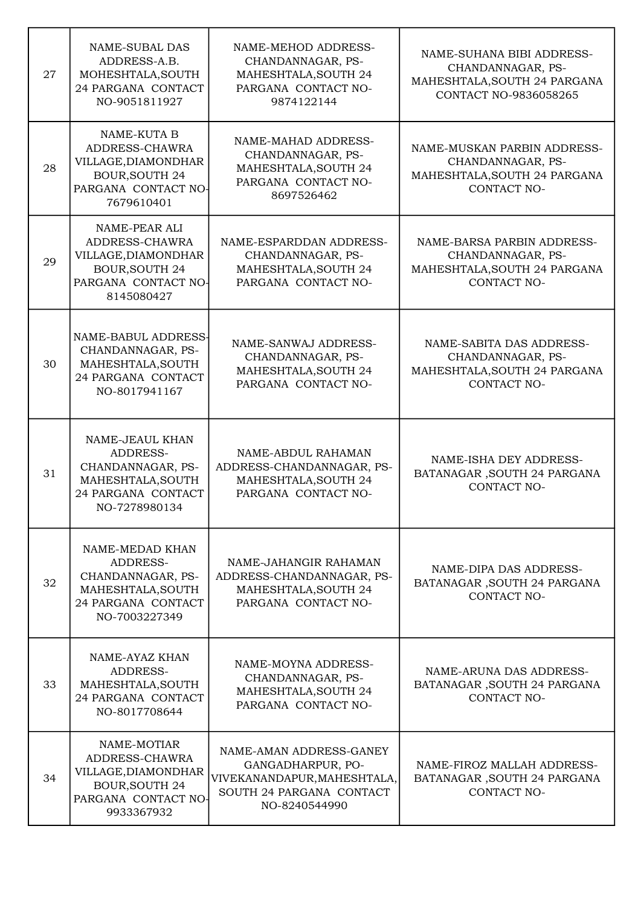| | | | |
|---|---|---|---|
| 27 | NAME-SUBAL DAS ADDRESS-A.B. MOHESHTALA,SOUTH 24 PARGANA CONTACT NO-9051811927 | NAME-MEHOD ADDRESS-CHANDANNAGAR, PS-MAHESHTALA,SOUTH 24 PARGANA CONTACT NO-9874122144 | NAME-SUHANA BIBI ADDRESS-CHANDANNAGAR, PS-MAHESHTALA,SOUTH 24 PARGANA CONTACT NO-9836058265 |
| 28 | NAME-KUTA B ADDRESS-CHAWRA VILLAGE,DIAMONDHARBOUR,SOUTH 24 PARGANA CONTACT NO-7679610401 | NAME-MAHAD ADDRESS-CHANDANNAGAR, PS-MAHESHTALA,SOUTH 24 PARGANA CONTACT NO-8697526462 | NAME-MUSKAN PARBIN ADDRESS-CHANDANNAGAR, PS-MAHESHTALA,SOUTH 24 PARGANA CONTACT NO- |
| 29 | NAME-PEAR ALI ADDRESS-CHAWRA VILLAGE,DIAMONDHARBOUR,SOUTH 24 PARGANA CONTACT NO-8145080427 | NAME-ESPARDDAN ADDRESS-CHANDANNAGAR, PS-MAHESHTALA,SOUTH 24 PARGANA CONTACT NO- | NAME-BARSA PARBIN ADDRESS-CHANDANNAGAR, PS-MAHESHTALA,SOUTH 24 PARGANA CONTACT NO- |
| 30 | NAME-BABUL ADDRESS-CHANDANNAGAR, PS-MAHESHTALA,SOUTH 24 PARGANA CONTACT NO-8017941167 | NAME-SANWAJ ADDRESS-CHANDANNAGAR, PS-MAHESHTALA,SOUTH 24 PARGANA CONTACT NO- | NAME-SABITA DAS ADDRESS-CHANDANNAGAR, PS-MAHESHTALA,SOUTH 24 PARGANA CONTACT NO- |
| 31 | NAME-JEAUL KHAN ADDRESS-CHANDANNAGAR, PS-MAHESHTALA,SOUTH 24 PARGANA CONTACT NO-7278980134 | NAME-ABDUL RAHAMAN ADDRESS-CHANDANNAGAR, PS-MAHESHTALA,SOUTH 24 PARGANA CONTACT NO- | NAME-ISHA DEY ADDRESS-BATANAGAR ,SOUTH 24 PARGANA CONTACT NO- |
| 32 | NAME-MEDAD KHAN ADDRESS-CHANDANNAGAR, PS-MAHESHTALA,SOUTH 24 PARGANA CONTACT NO-7003227349 | NAME-JAHANGIR RAHAMAN ADDRESS-CHANDANNAGAR, PS-MAHESHTALA,SOUTH 24 PARGANA CONTACT NO- | NAME-DIPA DAS ADDRESS-BATANAGAR ,SOUTH 24 PARGANA CONTACT NO- |
| 33 | NAME-AYAZ KHAN ADDRESS-MAHESHTALA,SOUTH 24 PARGANA CONTACT NO-8017708644 | NAME-MOYNA ADDRESS-CHANDANNAGAR, PS-MAHESHTALA,SOUTH 24 PARGANA CONTACT NO- | NAME-ARUNA DAS ADDRESS-BATANAGAR ,SOUTH 24 PARGANA CONTACT NO- |
| 34 | NAME-MOTIAR ADDRESS-CHAWRA VILLAGE,DIAMONDHARBOUR,SOUTH 24 PARGANA CONTACT NO-9933367932 | NAME-AMAN ADDRESS-GANEY GANGADHARPUR, PO-VIVEKANANDAPUR,MAHESHTALA, SOUTH 24 PARGANA CONTACT NO-8240544990 | NAME-FIROZ MALLAH ADDRESS-BATANAGAR ,SOUTH 24 PARGANA CONTACT NO- |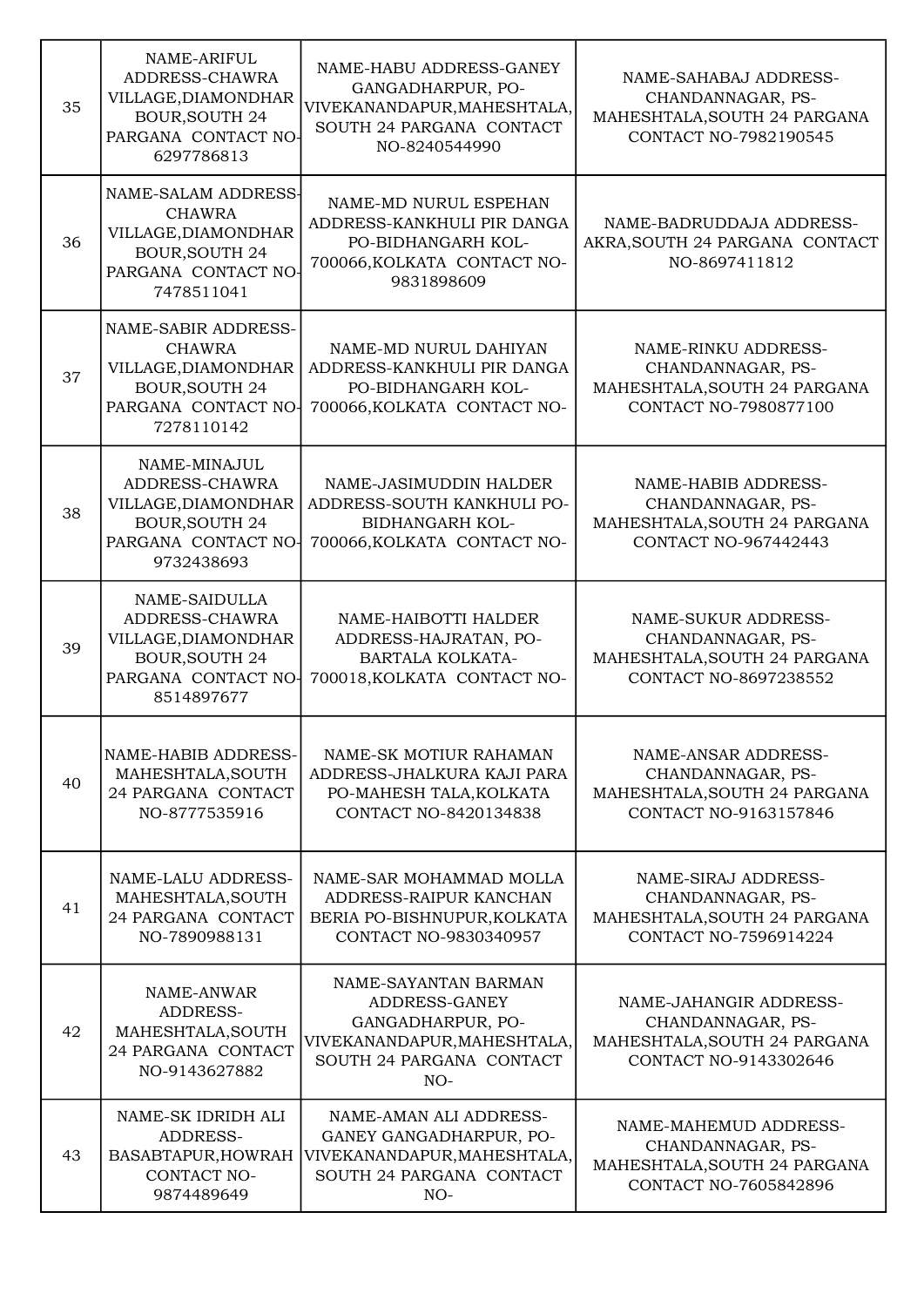| | | | |
|---|---|---|---|
| 35 | NAME-ARIFUL ADDRESS-CHAWRA VILLAGE,DIAMONDHAR BOUR,SOUTH 24 PARGANA CONTACT NO-6297786813 | NAME-HABU ADDRESS-GANEY GANGADHARPUR, PO-VIVEKANANDAPUR,MAHESHTALA, SOUTH 24 PARGANA CONTACT NO-8240544990 | NAME-SAHABAJ ADDRESS-CHANDANNAGAR, PS-MAHESHTALA,SOUTH 24 PARGANA CONTACT NO-7982190545 |
| 36 | NAME-SALAM ADDRESS-CHAWRA VILLAGE,DIAMONDHAR BOUR,SOUTH 24 PARGANA CONTACT NO-7478511041 | NAME-MD NURUL ESPEHAN ADDRESS-KANKHULI PIR DANGA PO-BIDHANGARH KOL-700066,KOLKATA CONTACT NO-9831898609 | NAME-BADRUDDAJA ADDRESS-AKRA,SOUTH 24 PARGANA CONTACT NO-8697411812 |
| 37 | NAME-SABIR ADDRESS-CHAWRA VILLAGE,DIAMONDHAR BOUR,SOUTH 24 PARGANA CONTACT NO-7278110142 | NAME-MD NURUL DAHIYAN ADDRESS-KANKHULI PIR DANGA PO-BIDHANGARH KOL-700066,KOLKATA CONTACT NO- | NAME-RINKU ADDRESS-CHANDANNAGAR, PS-MAHESHTALA,SOUTH 24 PARGANA CONTACT NO-7980877100 |
| 38 | NAME-MINAJUL ADDRESS-CHAWRA VILLAGE,DIAMONDHAR BOUR,SOUTH 24 PARGANA CONTACT NO-9732438693 | NAME-JASIMUDDIN HALDER ADDRESS-SOUTH KANKHULI PO-BIDHANGARH KOL-700066,KOLKATA CONTACT NO- | NAME-HABIB ADDRESS-CHANDANNAGAR, PS-MAHESHTALA,SOUTH 24 PARGANA CONTACT NO-967442443 |
| 39 | NAME-SAIDULLA ADDRESS-CHAWRA VILLAGE,DIAMONDHAR BOUR,SOUTH 24 PARGANA CONTACT NO-8514897677 | NAME-HAIBOTTI HALDER ADDRESS-HAJRATAN, PO-BARTALA KOLKATA-700018,KOLKATA CONTACT NO- | NAME-SUKUR ADDRESS-CHANDANNAGAR, PS-MAHESHTALA,SOUTH 24 PARGANA CONTACT NO-8697238552 |
| 40 | NAME-HABIB ADDRESS-MAHESHTALA,SOUTH 24 PARGANA CONTACT NO-8777535916 | NAME-SK MOTIUR RAHAMAN ADDRESS-JHALKURA KAJI PARA PO-MAHESH TALA,KOLKATA CONTACT NO-8420134838 | NAME-ANSAR ADDRESS-CHANDANNAGAR, PS-MAHESHTALA,SOUTH 24 PARGANA CONTACT NO-9163157846 |
| 41 | NAME-LALU ADDRESS-MAHESHTALA,SOUTH 24 PARGANA CONTACT NO-7890988131 | NAME-SAR MOHAMMAD MOLLA ADDRESS-RAIPUR KANCHAN BERIA PO-BISHNUPUR,KOLKATA CONTACT NO-9830340957 | NAME-SIRAJ ADDRESS-CHANDANNAGAR, PS-MAHESHTALA,SOUTH 24 PARGANA CONTACT NO-7596914224 |
| 42 | NAME-ANWAR ADDRESS-MAHESHTALA,SOUTH 24 PARGANA CONTACT NO-9143627882 | NAME-SAYANTAN BARMAN ADDRESS-GANEY GANGADHARPUR, PO-VIVEKANANDAPUR,MAHESHTALA, SOUTH 24 PARGANA CONTACT NO- | NAME-JAHANGIR ADDRESS-CHANDANNAGAR, PS-MAHESHTALA,SOUTH 24 PARGANA CONTACT NO-9143302646 |
| 43 | NAME-SK IDRIDH ALI ADDRESS-BASABTAPUR,HOWRAH CONTACT NO-9874489649 | NAME-AMAN ALI ADDRESS-GANEY GANGADHARPUR, PO-VIVEKANANDAPUR,MAHESHTALA, SOUTH 24 PARGANA CONTACT NO- | NAME-MAHEMUD ADDRESS-CHANDANNAGAR, PS-MAHESHTALA,SOUTH 24 PARGANA CONTACT NO-7605842896 |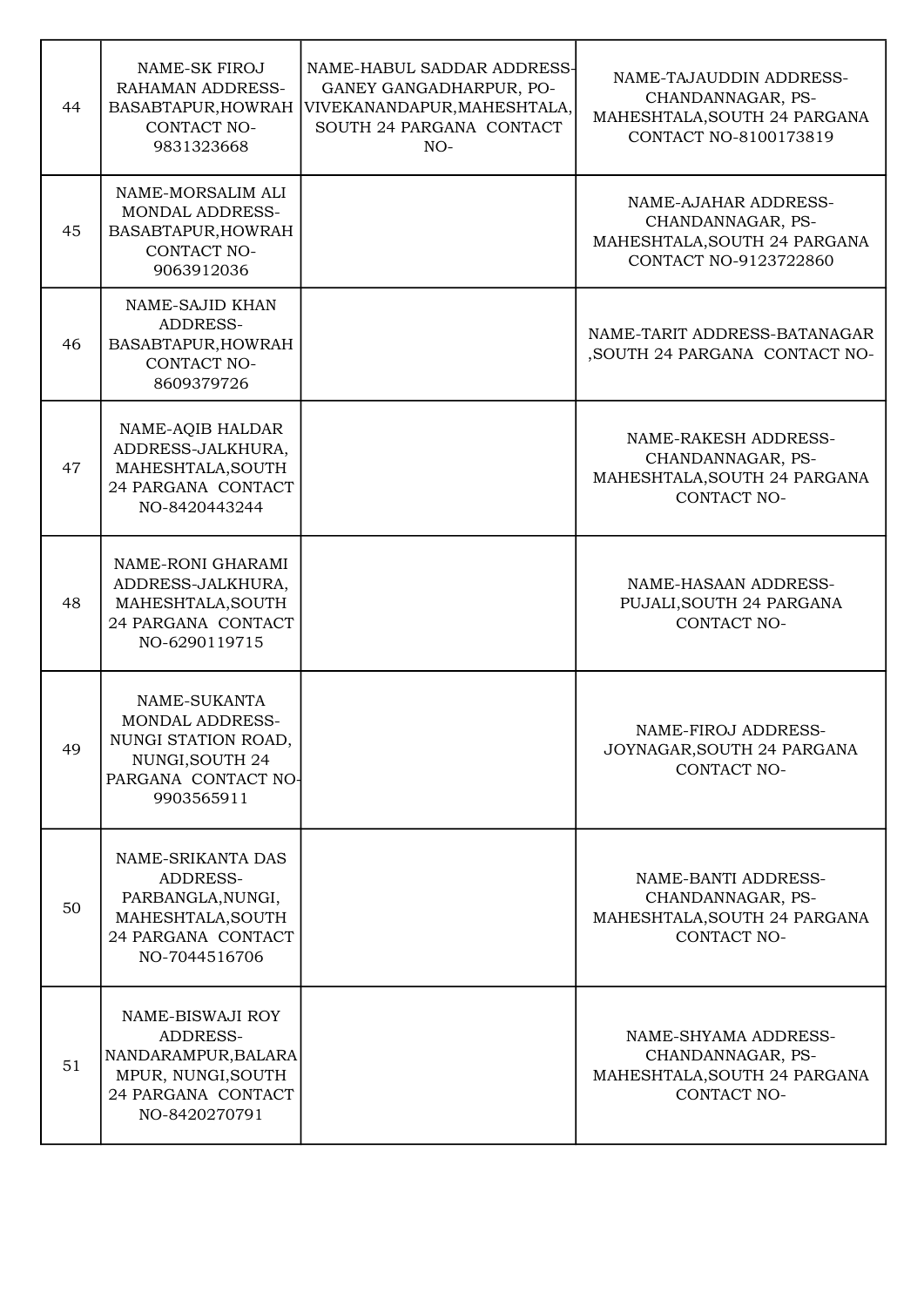| | | | |
|---|---|---|---|
| 44 | NAME-SK FIROJ RAHAMAN ADDRESS-BASABTAPUR,HOWRAH CONTACT NO-9831323668 | NAME-HABUL SADDAR ADDRESS-GANEY GANGADHARPUR, PO-VIVEKANANDAPUR,MAHESHTALA, SOUTH 24 PARGANA CONTACT NO- | NAME-TAJAUDDIN ADDRESS-CHANDANNAGAR, PS-MAHESHTALA,SOUTH 24 PARGANA CONTACT NO-8100173819 |
| 45 | NAME-MORSALIM ALI MONDAL ADDRESS-BASABTAPUR,HOWRAH CONTACT NO-9063912036 | | NAME-AJAHAR ADDRESS-CHANDANNAGAR, PS-MAHESHTALA,SOUTH 24 PARGANA CONTACT NO-9123722860 |
| 46 | NAME-SAJID KHAN ADDRESS-BASABTAPUR,HOWRAH CONTACT NO-8609379726 | | NAME-TARIT ADDRESS-BATANAGAR ,SOUTH 24 PARGANA CONTACT NO- |
| 47 | NAME-AQIB HALDAR ADDRESS-JALKHURA, MAHESHTALA,SOUTH 24 PARGANA CONTACT NO-8420443244 | | NAME-RAKESH ADDRESS-CHANDANNAGAR, PS-MAHESHTALA,SOUTH 24 PARGANA CONTACT NO- |
| 48 | NAME-RONI GHARAMI ADDRESS-JALKHURA, MAHESHTALA,SOUTH 24 PARGANA CONTACT NO-6290119715 | | NAME-HASAAN ADDRESS-PUJALI,SOUTH 24 PARGANA CONTACT NO- |
| 49 | NAME-SUKANTA MONDAL ADDRESS-NUNGI STATION ROAD, NUNGI,SOUTH 24 PARGANA CONTACT NO-9903565911 | | NAME-FIROJ ADDRESS-JOYNAGAR,SOUTH 24 PARGANA CONTACT NO- |
| 50 | NAME-SRIKANTA DAS ADDRESS-PARBANGLA,NUNGI, MAHESHTALA,SOUTH 24 PARGANA CONTACT NO-7044516706 | | NAME-BANTI ADDRESS-CHANDANNAGAR, PS-MAHESHTALA,SOUTH 24 PARGANA CONTACT NO- |
| 51 | NAME-BISWAJI ROY ADDRESS-NANDARAMPUR,BALARAMPUR, NUNGI,SOUTH 24 PARGANA CONTACT NO-8420270791 | | NAME-SHYAMA ADDRESS-CHANDANNAGAR, PS-MAHESHTALA,SOUTH 24 PARGANA CONTACT NO- |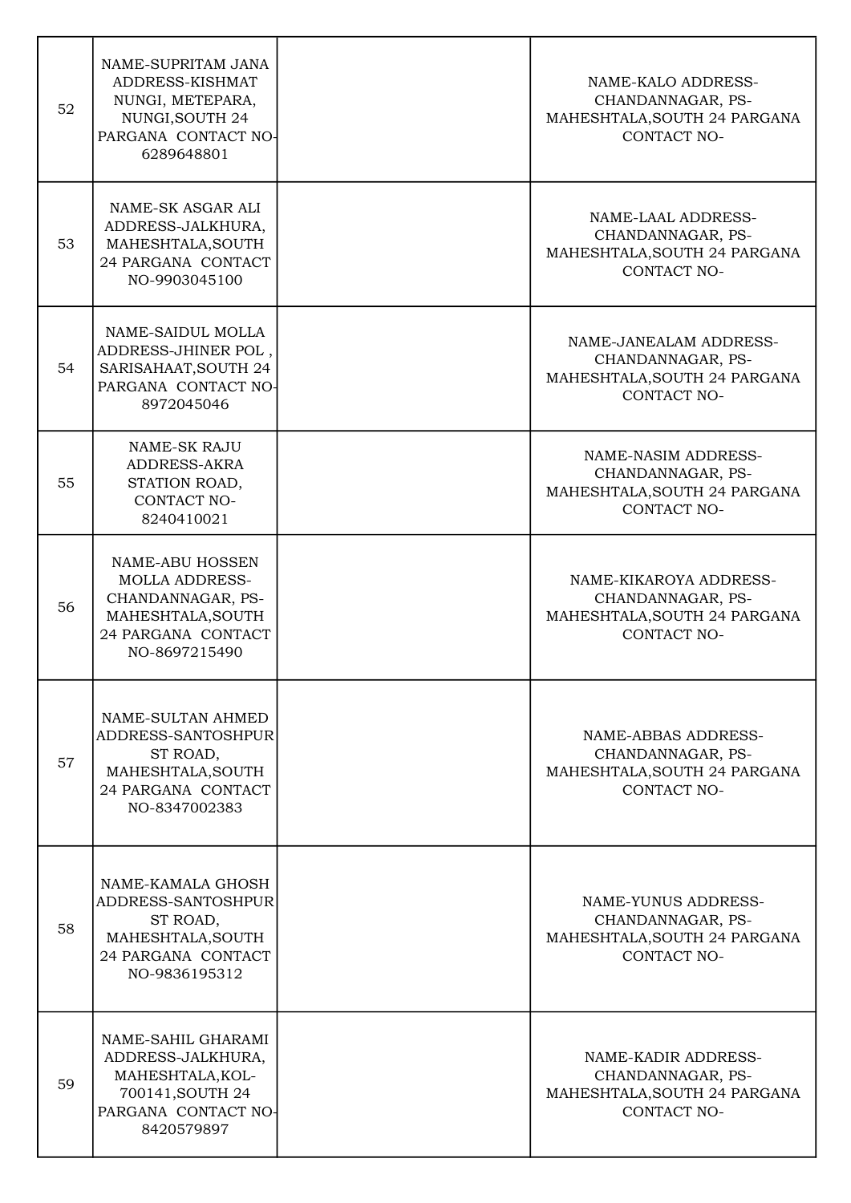| | | | |
|---|---|---|---|
| 52 | NAME-SUPRITAM JANA ADDRESS-KISHMAT NUNGI, METEPARA, NUNGI,SOUTH 24 PARGANA CONTACT NO-6289648801 | | NAME-KALO ADDRESS-CHANDANNAGAR, PS-MAHESHTALA,SOUTH 24 PARGANA CONTACT NO- |
| 53 | NAME-SK ASGAR ALI ADDRESS-JALKHURA, MAHESHTALA,SOUTH 24 PARGANA CONTACT NO-9903045100 | | NAME-LAAL ADDRESS-CHANDANNAGAR, PS-MAHESHTALA,SOUTH 24 PARGANA CONTACT NO- |
| 54 | NAME-SAIDUL MOLLA ADDRESS-JHINER POL , SARISAHAAT,SOUTH 24 PARGANA CONTACT NO-8972045046 | | NAME-JANEALAM ADDRESS-CHANDANNAGAR, PS-MAHESHTALA,SOUTH 24 PARGANA CONTACT NO- |
| 55 | NAME-SK RAJU ADDRESS-AKRA STATION ROAD, CONTACT NO-8240410021 | | NAME-NASIM ADDRESS-CHANDANNAGAR, PS-MAHESHTALA,SOUTH 24 PARGANA CONTACT NO- |
| 56 | NAME-ABU HOSSEN MOLLA ADDRESS-CHANDANNAGAR, PS-MAHESHTALA,SOUTH 24 PARGANA CONTACT NO-8697215490 | | NAME-KIKAROYA ADDRESS-CHANDANNAGAR, PS-MAHESHTALA,SOUTH 24 PARGANA CONTACT NO- |
| 57 | NAME-SULTAN AHMED ADDRESS-SANTOSHPUR ST ROAD, MAHESHTALA,SOUTH 24 PARGANA CONTACT NO-8347002383 | | NAME-ABBAS ADDRESS-CHANDANNAGAR, PS-MAHESHTALA,SOUTH 24 PARGANA CONTACT NO- |
| 58 | NAME-KAMALA GHOSH ADDRESS-SANTOSHPUR ST ROAD, MAHESHTALA,SOUTH 24 PARGANA CONTACT NO-9836195312 | | NAME-YUNUS ADDRESS-CHANDANNAGAR, PS-MAHESHTALA,SOUTH 24 PARGANA CONTACT NO- |
| 59 | NAME-SAHIL GHARAMI ADDRESS-JALKHURA, MAHESHTALA,KOL-700141,SOUTH 24 PARGANA CONTACT NO-8420579897 | | NAME-KADIR ADDRESS-CHANDANNAGAR, PS-MAHESHTALA,SOUTH 24 PARGANA CONTACT NO- |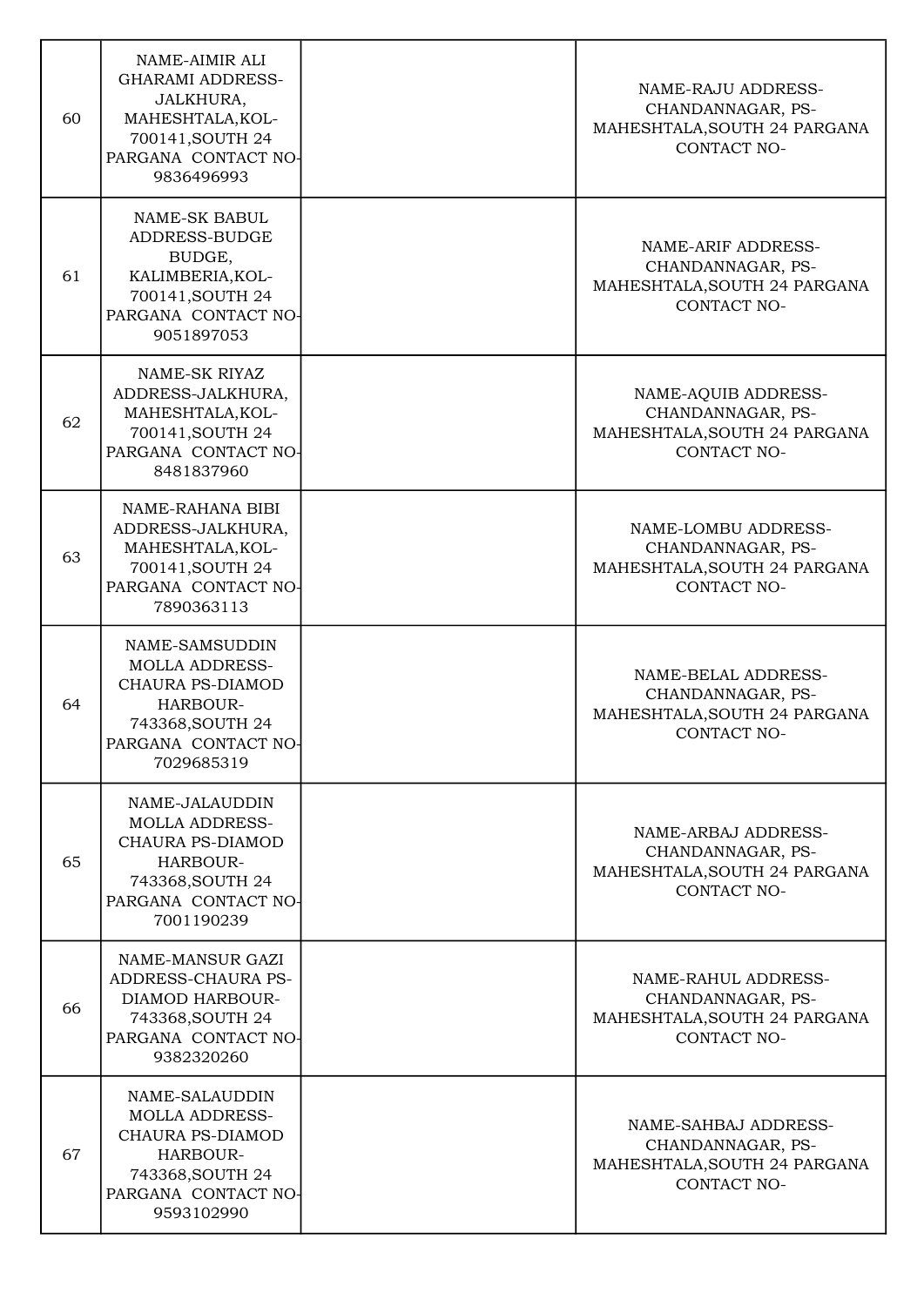| | | | |
|---|---|---|---|
| 60 | NAME-AIMIR ALI GHARAMI ADDRESS-JALKHURA, MAHESHTALA,KOL-700141,SOUTH 24 PARGANA CONTACT NO-9836496993 | | NAME-RAJU ADDRESS-CHANDANNAGAR, PS-MAHESHTALA,SOUTH 24 PARGANA CONTACT NO- |
| 61 | NAME-SK BABUL ADDRESS-BUDGE BUDGE, KALIMBERIA,KOL-700141,SOUTH 24 PARGANA CONTACT NO-9051897053 | | NAME-ARIF ADDRESS-CHANDANNAGAR, PS-MAHESHTALA,SOUTH 24 PARGANA CONTACT NO- |
| 62 | NAME-SK RIYAZ ADDRESS-JALKHURA, MAHESHTALA,KOL-700141,SOUTH 24 PARGANA CONTACT NO-8481837960 | | NAME-AQUIB ADDRESS-CHANDANNAGAR, PS-MAHESHTALA,SOUTH 24 PARGANA CONTACT NO- |
| 63 | NAME-RAHANA BIBI ADDRESS-JALKHURA, MAHESHTALA,KOL-700141,SOUTH 24 PARGANA CONTACT NO-7890363113 | | NAME-LOMBU ADDRESS-CHANDANNAGAR, PS-MAHESHTALA,SOUTH 24 PARGANA CONTACT NO- |
| 64 | NAME-SAMSUDDIN MOLLA ADDRESS-CHAURA PS-DIAMOD HARBOUR-743368,SOUTH 24 PARGANA CONTACT NO-7029685319 | | NAME-BELAL ADDRESS-CHANDANNAGAR, PS-MAHESHTALA,SOUTH 24 PARGANA CONTACT NO- |
| 65 | NAME-JALAUDDIN MOLLA ADDRESS-CHAURA PS-DIAMOD HARBOUR-743368,SOUTH 24 PARGANA CONTACT NO-7001190239 | | NAME-ARBAJ ADDRESS-CHANDANNAGAR, PS-MAHESHTALA,SOUTH 24 PARGANA CONTACT NO- |
| 66 | NAME-MANSUR GAZI ADDRESS-CHAURA PS-DIAMOD HARBOUR-743368,SOUTH 24 PARGANA CONTACT NO-9382320260 | | NAME-RAHUL ADDRESS-CHANDANNAGAR, PS-MAHESHTALA,SOUTH 24 PARGANA CONTACT NO- |
| 67 | NAME-SALAUDDIN MOLLA ADDRESS-CHAURA PS-DIAMOD HARBOUR-743368,SOUTH 24 PARGANA CONTACT NO-9593102990 | | NAME-SAHBAJ ADDRESS-CHANDANNAGAR, PS-MAHESHTALA,SOUTH 24 PARGANA CONTACT NO- |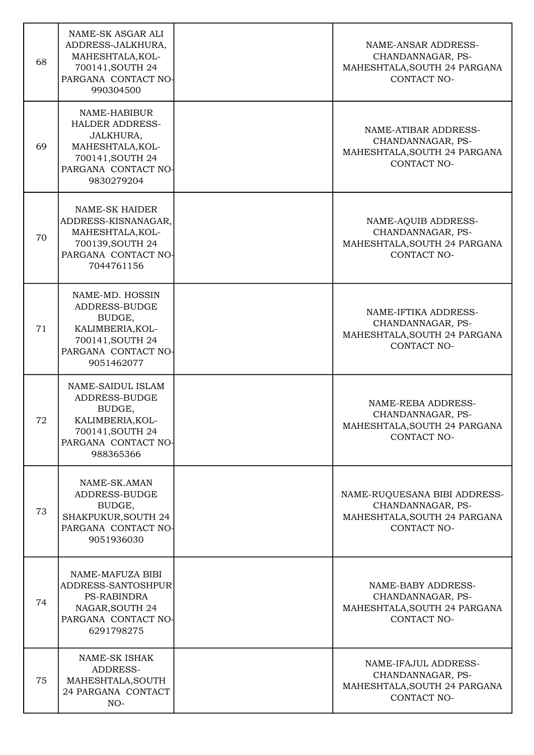| | | | |
|---|---|---|---|
| 68 | NAME-SK ASGAR ALI ADDRESS-JALKHURA, MAHESHTALA,KOL-700141,SOUTH 24 PARGANA CONTACT NO-990304500 | | NAME-ANSAR ADDRESS-CHANDANNAGAR, PS-MAHESHTALA,SOUTH 24 PARGANA CONTACT NO- |
| 69 | NAME-HABIBUR HALDER ADDRESS-JALKHURA, MAHESHTALA,KOL-700141,SOUTH 24 PARGANA CONTACT NO-9830279204 | | NAME-ATIBAR ADDRESS-CHANDANNAGAR, PS-MAHESHTALA,SOUTH 24 PARGANA CONTACT NO- |
| 70 | NAME-SK HAIDER ADDRESS-KISNANAGAR, MAHESHTALA,KOL-700139,SOUTH 24 PARGANA CONTACT NO-7044761156 | | NAME-AQUIB ADDRESS-CHANDANNAGAR, PS-MAHESHTALA,SOUTH 24 PARGANA CONTACT NO- |
| 71 | NAME-MD. HOSSIN ADDRESS-BUDGE BUDGE, KALIMBERIA,KOL-700141,SOUTH 24 PARGANA CONTACT NO-9051462077 | | NAME-IFTIKA ADDRESS-CHANDANNAGAR, PS-MAHESHTALA,SOUTH 24 PARGANA CONTACT NO- |
| 72 | NAME-SAIDUL ISLAM ADDRESS-BUDGE BUDGE, KALIMBERIA,KOL-700141,SOUTH 24 PARGANA CONTACT NO-988365366 | | NAME-REBA ADDRESS-CHANDANNAGAR, PS-MAHESHTALA,SOUTH 24 PARGANA CONTACT NO- |
| 73 | NAME-SK.AMAN ADDRESS-BUDGE BUDGE, SHAKPUKUR,SOUTH 24 PARGANA CONTACT NO-9051936030 | | NAME-RUQUESANA BIBI ADDRESS-CHANDANNAGAR, PS-MAHESHTALA,SOUTH 24 PARGANA CONTACT NO- |
| 74 | NAME-MAFUZA BIBI ADDRESS-SANTOSHPUR PS-RABINDRA NAGAR,SOUTH 24 PARGANA CONTACT NO-6291798275 | | NAME-BABY ADDRESS-CHANDANNAGAR, PS-MAHESHTALA,SOUTH 24 PARGANA CONTACT NO- |
| 75 | NAME-SK ISHAK ADDRESS-MAHESHTALA,SOUTH 24 PARGANA CONTACT NO- | | NAME-IFAJUL ADDRESS-CHANDANNAGAR, PS-MAHESHTALA,SOUTH 24 PARGANA CONTACT NO- |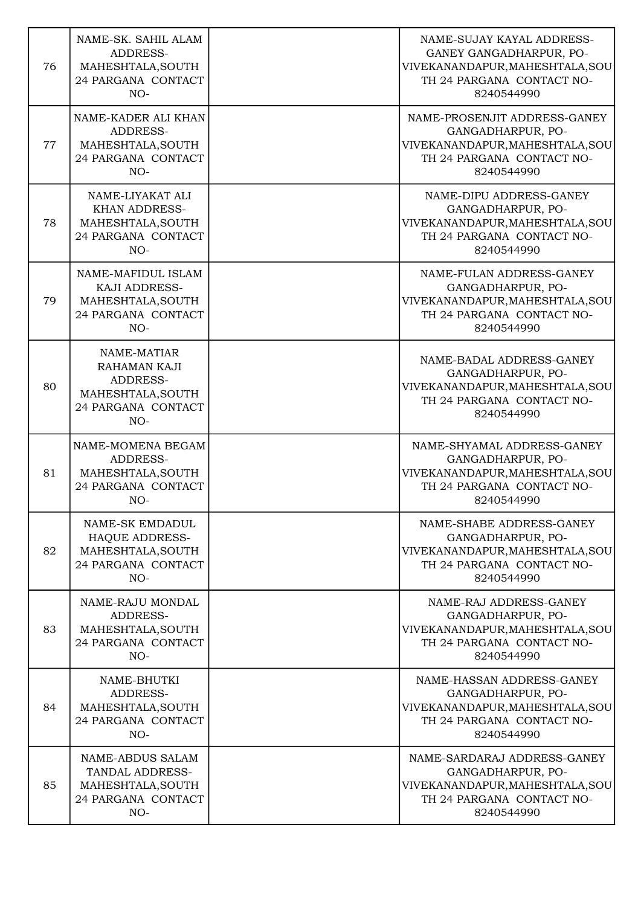| | | | |
|---|---|---|---|
| 76 | NAME-SK. SAHIL ALAM ADDRESS-MAHESHTALA,SOUTH 24 PARGANA CONTACT NO- | | NAME-SUJAY KAYAL ADDRESS-GANEY GANGADHARPUR, PO-VIVEKANANDAPUR,MAHESHTALA,SOUTH 24 PARGANA CONTACT NO-8240544990 |
| 77 | NAME-KADER ALI KHAN ADDRESS-MAHESHTALA,SOUTH 24 PARGANA CONTACT NO- | | NAME-PROSENJIT ADDRESS-GANEY GANGADHARPUR, PO-VIVEKANANDAPUR,MAHESHTALA,SOUTH 24 PARGANA CONTACT NO-8240544990 |
| 78 | NAME-LIYAKAT ALI KHAN ADDRESS-MAHESHTALA,SOUTH 24 PARGANA CONTACT NO- | | NAME-DIPU ADDRESS-GANEY GANGADHARPUR, PO-VIVEKANANDAPUR,MAHESHTALA,SOUTH 24 PARGANA CONTACT NO-8240544990 |
| 79 | NAME-MAFIDUL ISLAM KAJI ADDRESS-MAHESHTALA,SOUTH 24 PARGANA CONTACT NO- | | NAME-FULAN ADDRESS-GANEY GANGADHARPUR, PO-VIVEKANANDAPUR,MAHESHTALA,SOUTH 24 PARGANA CONTACT NO-8240544990 |
| 80 | NAME-MATIAR RAHAMAN KAJI ADDRESS-MAHESHTALA,SOUTH 24 PARGANA CONTACT NO- | | NAME-BADAL ADDRESS-GANEY GANGADHARPUR, PO-VIVEKANANDAPUR,MAHESHTALA,SOUTH 24 PARGANA CONTACT NO-8240544990 |
| 81 | NAME-MOMENA BEGAM ADDRESS-MAHESHTALA,SOUTH 24 PARGANA CONTACT NO- | | NAME-SHYAMAL ADDRESS-GANEY GANGADHARPUR, PO-VIVEKANANDAPUR,MAHESHTALA,SOUTH 24 PARGANA CONTACT NO-8240544990 |
| 82 | NAME-SK EMDADUL HAQUE ADDRESS-MAHESHTALA,SOUTH 24 PARGANA CONTACT NO- | | NAME-SHABE ADDRESS-GANEY GANGADHARPUR, PO-VIVEKANANDAPUR,MAHESHTALA,SOUTH 24 PARGANA CONTACT NO-8240544990 |
| 83 | NAME-RAJU MONDAL ADDRESS-MAHESHTALA,SOUTH 24 PARGANA CONTACT NO- | | NAME-RAJ ADDRESS-GANEY GANGADHARPUR, PO-VIVEKANANDAPUR,MAHESHTALA,SOUTH 24 PARGANA CONTACT NO-8240544990 |
| 84 | NAME-BHUTKI ADDRESS-MAHESHTALA,SOUTH 24 PARGANA CONTACT NO- | | NAME-HASSAN ADDRESS-GANEY GANGADHARPUR, PO-VIVEKANANDAPUR,MAHESHTALA,SOUTH 24 PARGANA CONTACT NO-8240544990 |
| 85 | NAME-ABDUS SALAM TANDAL ADDRESS-MAHESHTALA,SOUTH 24 PARGANA CONTACT NO- | | NAME-SARDARAJ ADDRESS-GANEY GANGADHARPUR, PO-VIVEKANANDAPUR,MAHESHTALA,SOUTH 24 PARGANA CONTACT NO-8240544990 |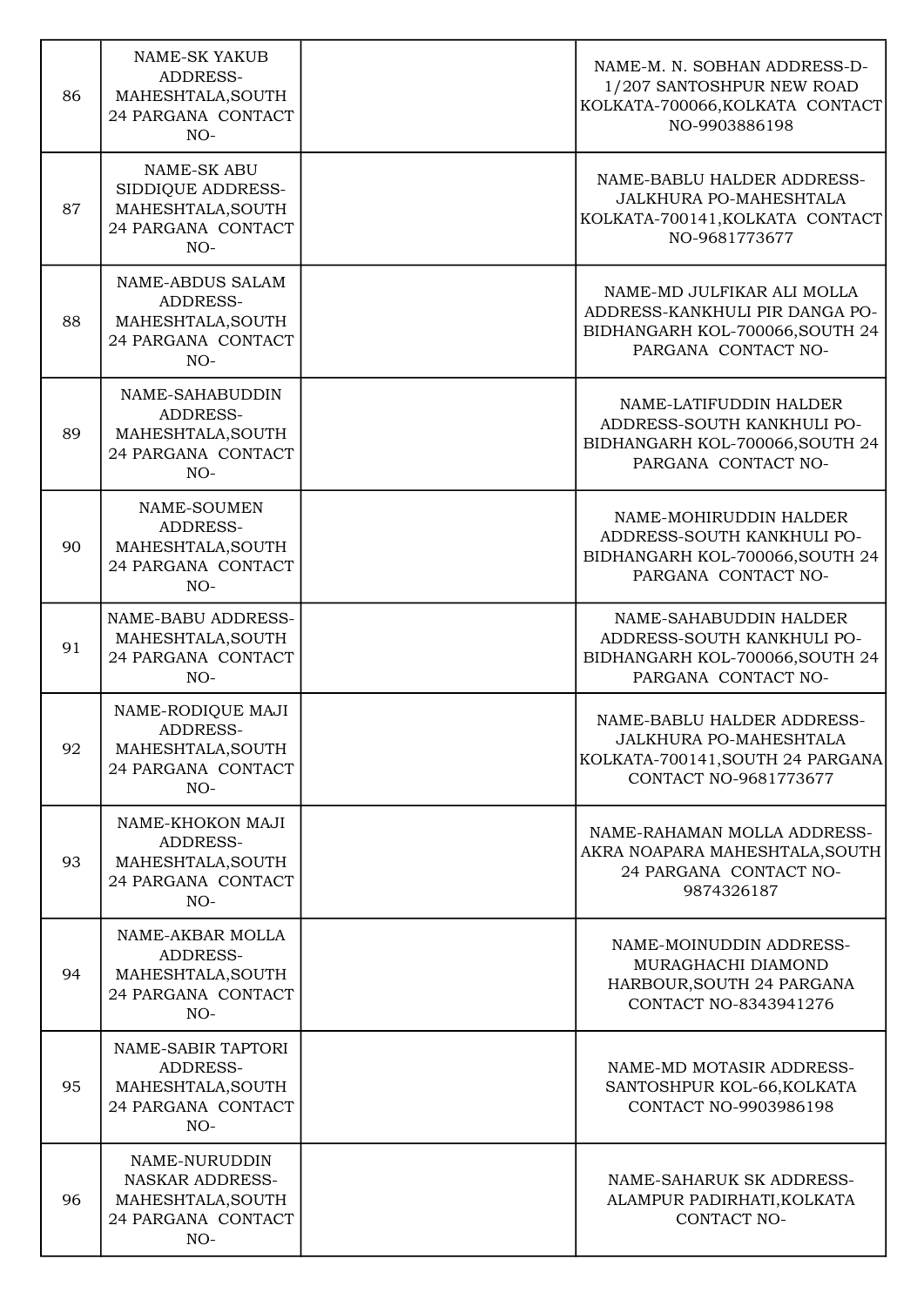| | | | |
|---|---|---|---|
| 86 | NAME-SK YAKUB ADDRESS-MAHESHTALA,SOUTH 24 PARGANA CONTACT NO- | | NAME-M. N. SOBHAN ADDRESS-D-1/207 SANTOSHPUR NEW ROAD KOLKATA-700066,KOLKATA CONTACT NO-9903886198 |
| 87 | NAME-SK ABU SIDDIQUE ADDRESS-MAHESHTALA,SOUTH 24 PARGANA CONTACT NO- | | NAME-BABLU HALDER ADDRESS-JALKHURA PO-MAHESHTALA KOLKATA-700141,KOLKATA CONTACT NO-9681773677 |
| 88 | NAME-ABDUS SALAM ADDRESS-MAHESHTALA,SOUTH 24 PARGANA CONTACT NO- | | NAME-MD JULFIKAR ALI MOLLA ADDRESS-KANKHULI PIR DANGA PO-BIDHANGARH KOL-700066,SOUTH 24 PARGANA CONTACT NO- |
| 89 | NAME-SAHABUDDIN ADDRESS-MAHESHTALA,SOUTH 24 PARGANA CONTACT NO- | | NAME-LATIFUDDIN HALDER ADDRESS-SOUTH KANKHULI PO-BIDHANGARH KOL-700066,SOUTH 24 PARGANA CONTACT NO- |
| 90 | NAME-SOUMEN ADDRESS-MAHESHTALA,SOUTH 24 PARGANA CONTACT NO- | | NAME-MOHIRUDDIN HALDER ADDRESS-SOUTH KANKHULI PO-BIDHANGARH KOL-700066,SOUTH 24 PARGANA CONTACT NO- |
| 91 | NAME-BABU ADDRESS-MAHESHTALA,SOUTH 24 PARGANA CONTACT NO- | | NAME-SAHABUDDIN HALDER ADDRESS-SOUTH KANKHULI PO-BIDHANGARH KOL-700066,SOUTH 24 PARGANA CONTACT NO- |
| 92 | NAME-RODIQUE MAJI ADDRESS-MAHESHTALA,SOUTH 24 PARGANA CONTACT NO- | | NAME-BABLU HALDER ADDRESS-JALKHURA PO-MAHESHTALA KOLKATA-700141,SOUTH 24 PARGANA CONTACT NO-9681773677 |
| 93 | NAME-KHOKON MAJI ADDRESS-MAHESHTALA,SOUTH 24 PARGANA CONTACT NO- | | NAME-RAHAMAN MOLLA ADDRESS-AKRA NOAPARA MAHESHTALA,SOUTH 24 PARGANA CONTACT NO-9874326187 |
| 94 | NAME-AKBAR MOLLA ADDRESS-MAHESHTALA,SOUTH 24 PARGANA CONTACT NO- | | NAME-MOINUDDIN ADDRESS-MURAGHACHI DIAMOND HARBOUR,SOUTH 24 PARGANA CONTACT NO-8343941276 |
| 95 | NAME-SABIR TAPTORI ADDRESS-MAHESHTALA,SOUTH 24 PARGANA CONTACT NO- | | NAME-MD MOTASIR ADDRESS-SANTOSHPUR KOL-66,KOLKATA CONTACT NO-9903986198 |
| 96 | NAME-NURUDDIN NASKAR ADDRESS-MAHESHTALA,SOUTH 24 PARGANA CONTACT NO- | | NAME-SAHARUK SK ADDRESS-ALAMPUR PADIRHATI,KOLKATA CONTACT NO- |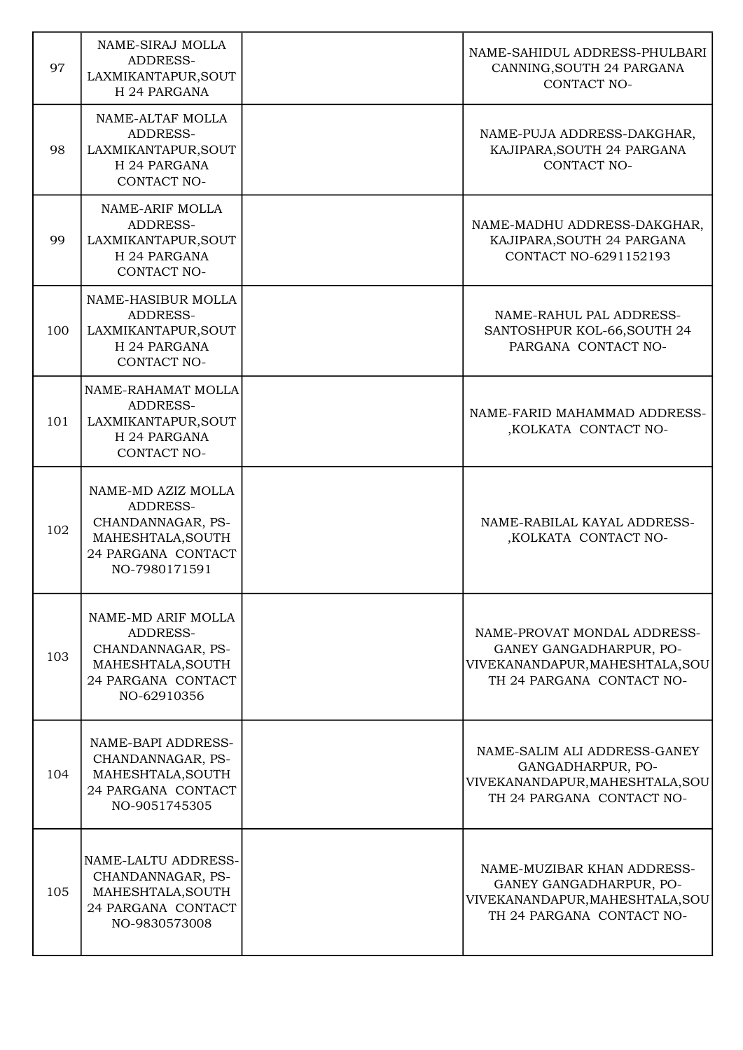| | | | |
|---|---|---|---|
| 97 | NAME-SIRAJ MOLLA ADDRESS-LAXMIKANTAPUR,SOUTH 24 PARGANA | | NAME-SAHIDUL ADDRESS-PHULBARI CANNING,SOUTH 24 PARGANA CONTACT NO- |
| 98 | NAME-ALTAF MOLLA ADDRESS-LAXMIKANTAPUR,SOUTH 24 PARGANA CONTACT NO- | | NAME-PUJA ADDRESS-DAKGHAR, KAJIPARA,SOUTH 24 PARGANA CONTACT NO- |
| 99 | NAME-ARIF MOLLA ADDRESS-LAXMIKANTAPUR,SOUTH 24 PARGANA CONTACT NO- | | NAME-MADHU ADDRESS-DAKGHAR, KAJIPARA,SOUTH 24 PARGANA CONTACT NO-6291152193 |
| 100 | NAME-HASIBUR MOLLA ADDRESS-LAXMIKANTAPUR,SOUTH 24 PARGANA CONTACT NO- | | NAME-RAHUL PAL ADDRESS-SANTOSHPUR KOL-66,SOUTH 24 PARGANA CONTACT NO- |
| 101 | NAME-RAHAMAT MOLLA ADDRESS-LAXMIKANTAPUR,SOUTH 24 PARGANA CONTACT NO- | | NAME-FARID MAHAMMAD ADDRESS-,KOLKATA CONTACT NO- |
| 102 | NAME-MD AZIZ MOLLA ADDRESS-CHANDANNAGAR, PS-MAHESHTALA,SOUTH 24 PARGANA CONTACT NO-7980171591 | | NAME-RABILAL KAYAL ADDRESS-,KOLKATA CONTACT NO- |
| 103 | NAME-MD ARIF MOLLA ADDRESS-CHANDANNAGAR, PS-MAHESHTALA,SOUTH 24 PARGANA CONTACT NO-62910356 | | NAME-PROVAT MONDAL ADDRESS-GANEY GANGADHARPUR, PO-VIVEKANANDAPUR,MAHESHTALA,SOUTH 24 PARGANA CONTACT NO- |
| 104 | NAME-BAPI ADDRESS-CHANDANNAGAR, PS-MAHESHTALA,SOUTH 24 PARGANA CONTACT NO-9051745305 | | NAME-SALIM ALI ADDRESS-GANEY GANGADHARPUR, PO-VIVEKANANDAPUR,MAHESHTALA,SOUTH 24 PARGANA CONTACT NO- |
| 105 | NAME-LALTU ADDRESS-CHANDANNAGAR, PS-MAHESHTALA,SOUTH 24 PARGANA CONTACT NO-9830573008 | | NAME-MUZIBAR KHAN ADDRESS-GANEY GANGADHARPUR, PO-VIVEKANANDAPUR,MAHESHTALA,SOUTH 24 PARGANA CONTACT NO- |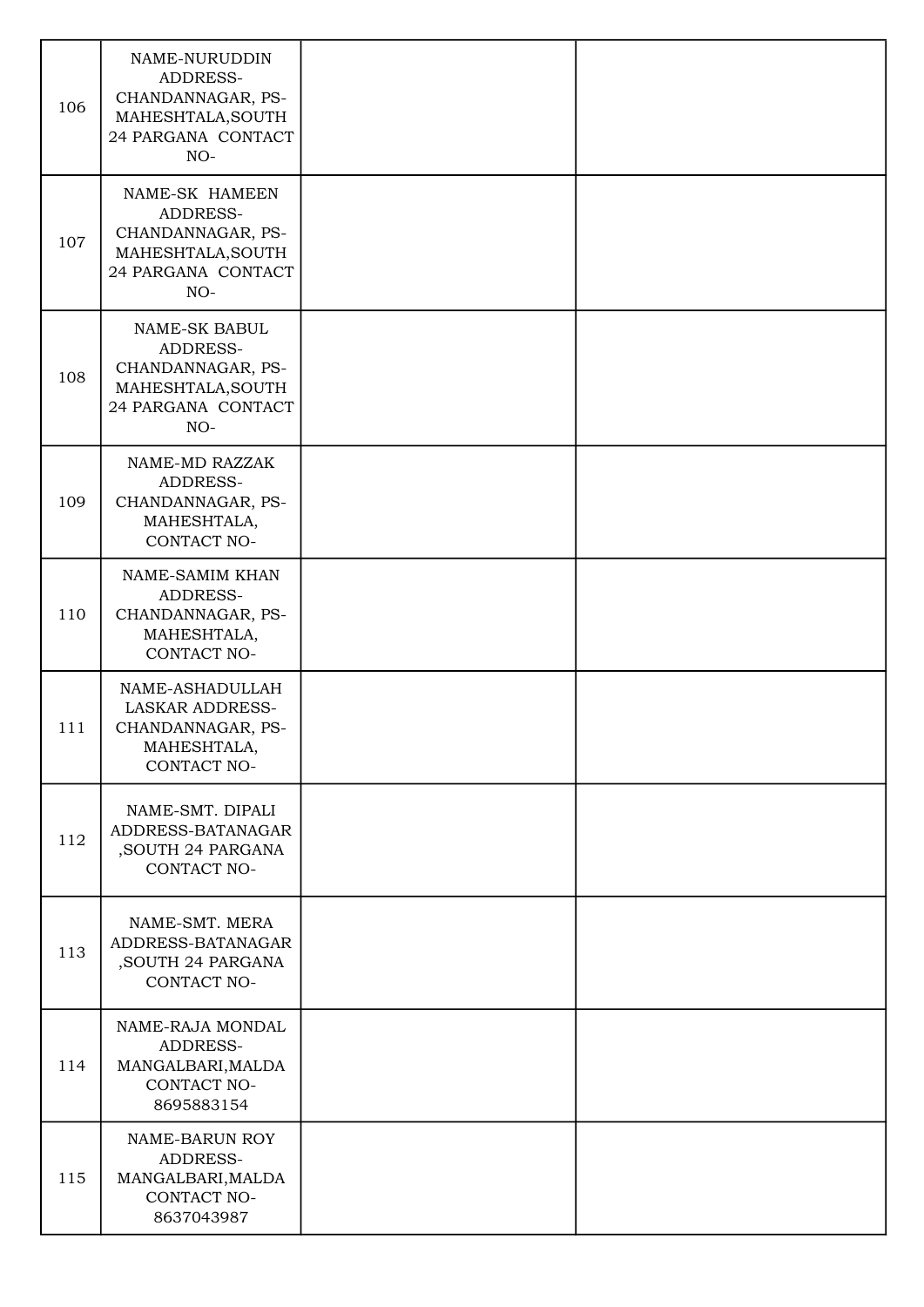| | | | |
|---|---|---|---|
| 106 | NAME-NURUDDIN ADDRESS-CHANDANNAGAR, PS-MAHESHTALA,SOUTH 24 PARGANA CONTACT NO- | | |
| 107 | NAME-SK HAMEEN ADDRESS-CHANDANNAGAR, PS-MAHESHTALA,SOUTH 24 PARGANA CONTACT NO- | | |
| 108 | NAME-SK BABUL ADDRESS-CHANDANNAGAR, PS-MAHESHTALA,SOUTH 24 PARGANA CONTACT NO- | | |
| 109 | NAME-MD RAZZAK ADDRESS-CHANDANNAGAR, PS-MAHESHTALA, CONTACT NO- | | |
| 110 | NAME-SAMIM KHAN ADDRESS-CHANDANNAGAR, PS-MAHESHTALA, CONTACT NO- | | |
| 111 | NAME-ASHADULLAH LASKAR ADDRESS-CHANDANNAGAR, PS-MAHESHTALA, CONTACT NO- | | |
| 112 | NAME-SMT. DIPALI ADDRESS-BATANAGAR ,SOUTH 24 PARGANA CONTACT NO- | | |
| 113 | NAME-SMT. MERA ADDRESS-BATANAGAR ,SOUTH 24 PARGANA CONTACT NO- | | |
| 114 | NAME-RAJA MONDAL ADDRESS-MANGALBARI,MALDA CONTACT NO-8695883154 | | |
| 115 | NAME-BARUN ROY ADDRESS-MANGALBARI,MALDA CONTACT NO-8637043987 | | |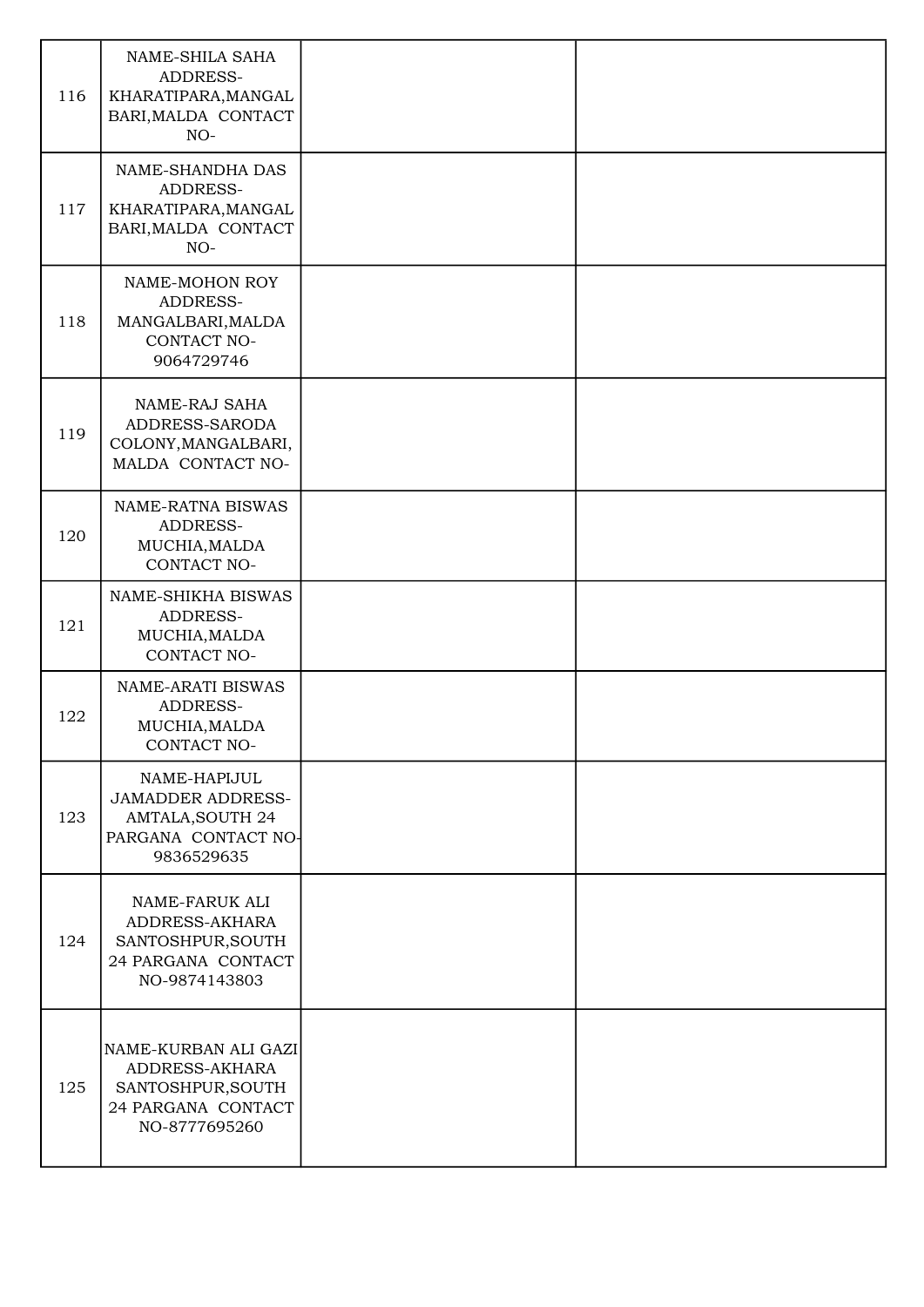| | | | |
|---|---|---|---|
| 116 | NAME-SHILA SAHA ADDRESS-KHARATIPARA,MANGAL BARI,MALDA CONTACT NO- | | |
| 117 | NAME-SHANDHA DAS ADDRESS-KHARATIPARA,MANGAL BARI,MALDA CONTACT NO- | | |
| 118 | NAME-MOHON ROY ADDRESS-MANGALBARI,MALDA CONTACT NO-9064729746 | | |
| 119 | NAME-RAJ SAHA ADDRESS-SARODA COLONY,MANGALBARI, MALDA CONTACT NO- | | |
| 120 | NAME-RATNA BISWAS ADDRESS-MUCHIA,MALDA CONTACT NO- | | |
| 121 | NAME-SHIKHA BISWAS ADDRESS-MUCHIA,MALDA CONTACT NO- | | |
| 122 | NAME-ARATI BISWAS ADDRESS-MUCHIA,MALDA CONTACT NO- | | |
| 123 | NAME-HAPIJUL JAMADDER ADDRESS-AMTALA,SOUTH 24 PARGANA CONTACT NO-9836529635 | | |
| 124 | NAME-FARUK ALI ADDRESS-AKHARA SANTOSHPUR,SOUTH 24 PARGANA CONTACT NO-9874143803 | | |
| 125 | NAME-KURBAN ALI GAZI ADDRESS-AKHARA SANTOSHPUR,SOUTH 24 PARGANA CONTACT NO-8777695260 | | |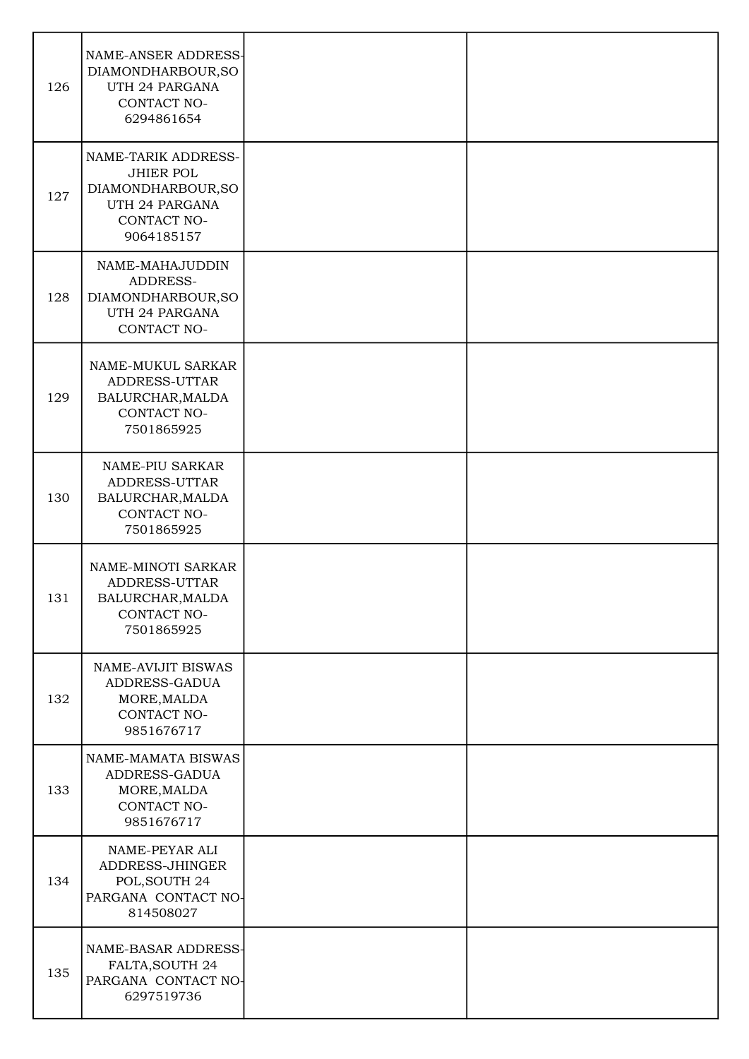| | | | |
|---|---|---|---|
| 126 | NAME-ANSER ADDRESS-DIAMONDHARBOUR,SOUTH 24 PARGANA CONTACT NO-6294861654 | | |
| 127 | NAME-TARIK ADDRESS-JHIER POL DIAMONDHARBOUR,SOUTH 24 PARGANA CONTACT NO-9064185157 | | |
| 128 | NAME-MAHAJUDDIN ADDRESS-DIAMONDHARBOUR,SOUTH 24 PARGANA CONTACT NO- | | |
| 129 | NAME-MUKUL SARKAR ADDRESS-UTTAR BALURCHAR,MALDA CONTACT NO-7501865925 | | |
| 130 | NAME-PIU SARKAR ADDRESS-UTTAR BALURCHAR,MALDA CONTACT NO-7501865925 | | |
| 131 | NAME-MINOTI SARKAR ADDRESS-UTTAR BALURCHAR,MALDA CONTACT NO-7501865925 | | |
| 132 | NAME-AVIJIT BISWAS ADDRESS-GADUA MORE,MALDA CONTACT NO-9851676717 | | |
| 133 | NAME-MAMATA BISWAS ADDRESS-GADUA MORE,MALDA CONTACT NO-9851676717 | | |
| 134 | NAME-PEYAR ALI ADDRESS-JHINGER POL,SOUTH 24 PARGANA CONTACT NO-814508027 | | |
| 135 | NAME-BASAR ADDRESS-FALTA,SOUTH 24 PARGANA CONTACT NO-6297519736 | | |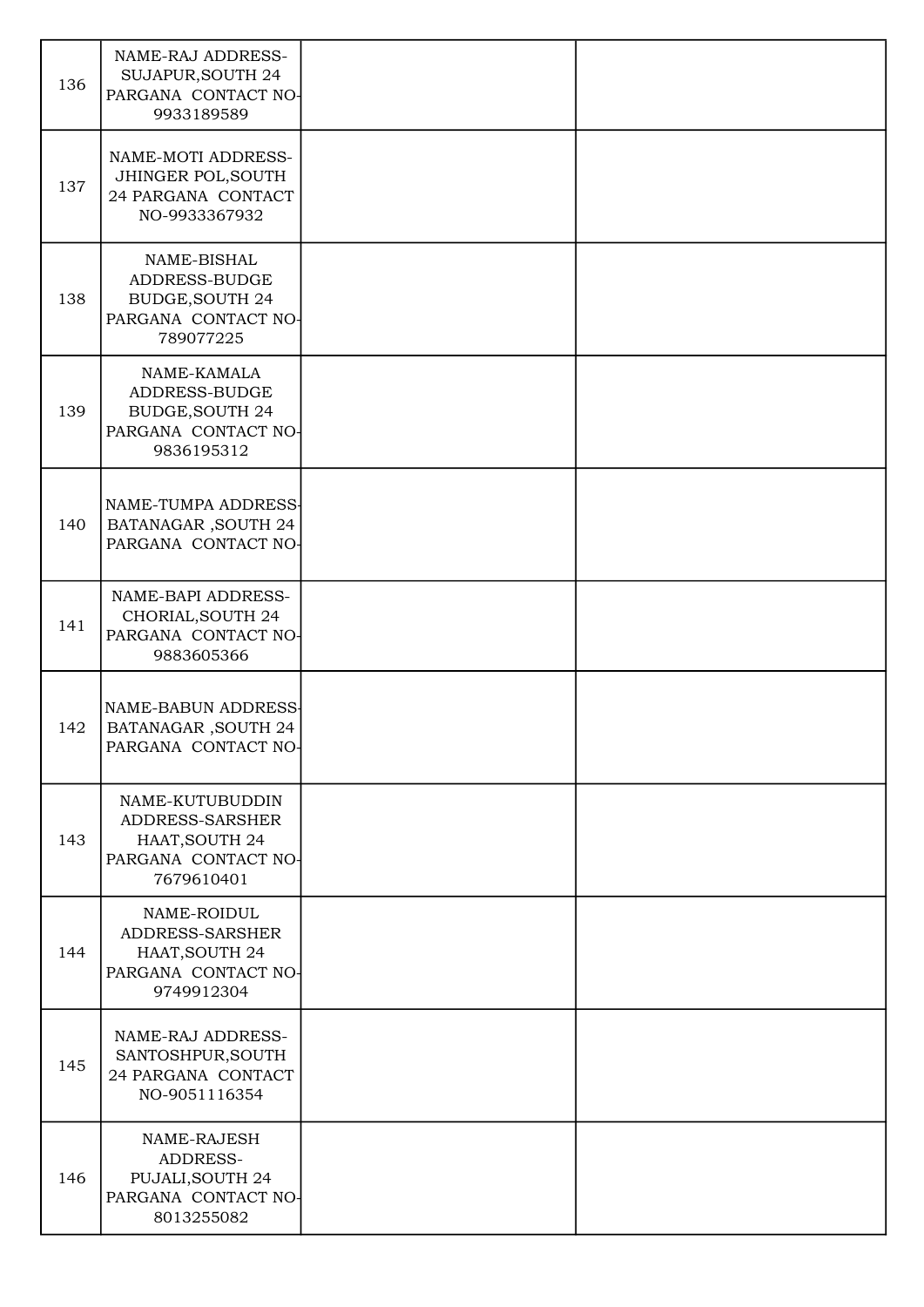| | | | |
|---|---|---|---|
| 136 | NAME-RAJ ADDRESS-SUJAPUR,SOUTH 24 PARGANA CONTACT NO-9933189589 | | |
| 137 | NAME-MOTI ADDRESS-JHINGER POL,SOUTH 24 PARGANA CONTACT NO-9933367932 | | |
| 138 | NAME-BISHAL ADDRESS-BUDGE BUDGE,SOUTH 24 PARGANA CONTACT NO-789077225 | | |
| 139 | NAME-KAMALA ADDRESS-BUDGE BUDGE,SOUTH 24 PARGANA CONTACT NO-9836195312 | | |
| 140 | NAME-TUMPA ADDRESS-BATANAGAR ,SOUTH 24 PARGANA CONTACT NO- | | |
| 141 | NAME-BAPI ADDRESS-CHORIAL,SOUTH 24 PARGANA CONTACT NO-9883605366 | | |
| 142 | NAME-BABUN ADDRESS-BATANAGAR ,SOUTH 24 PARGANA CONTACT NO- | | |
| 143 | NAME-KUTUBUDDIN ADDRESS-SARSHER HAAT,SOUTH 24 PARGANA CONTACT NO-7679610401 | | |
| 144 | NAME-ROIDUL ADDRESS-SARSHER HAAT,SOUTH 24 PARGANA CONTACT NO-9749912304 | | |
| 145 | NAME-RAJ ADDRESS-SANTOSHPUR,SOUTH 24 PARGANA CONTACT NO-9051116354 | | |
| 146 | NAME-RAJESH ADDRESS-PUJALI,SOUTH 24 PARGANA CONTACT NO-8013255082 | | |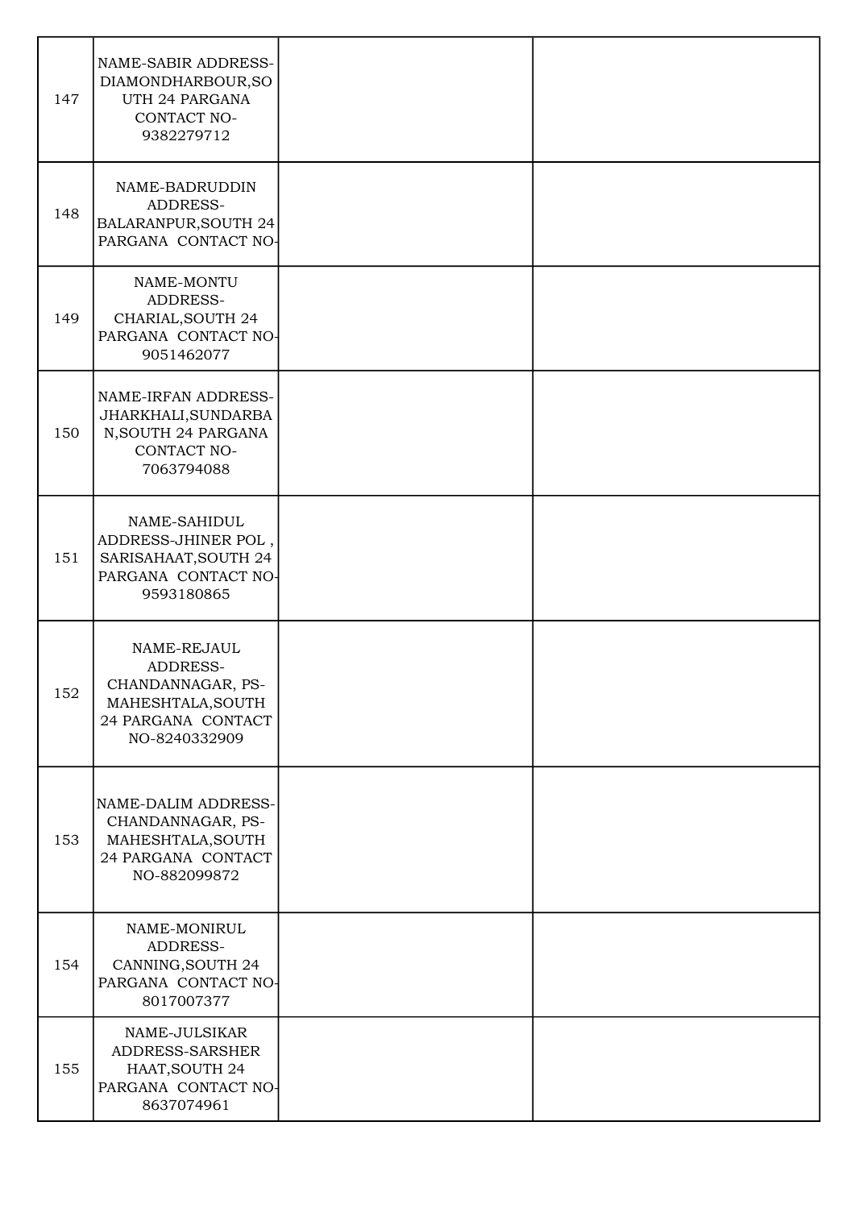| | | | |
|---|---|---|---|
| 147 | NAME-SABIR ADDRESS-DIAMONDHARBOUR,SOUTH 24 PARGANA CONTACT NO-9382279712 | | |
| 148 | NAME-BADRUDDIN ADDRESS-BALARANPUR,SOUTH 24 PARGANA CONTACT NO- | | |
| 149 | NAME-MONTU ADDRESS-CHARIAL,SOUTH 24 PARGANA CONTACT NO-9051462077 | | |
| 150 | NAME-IRFAN ADDRESS-JHARKHALI,SUNDARBAN,SOUTH 24 PARGANA CONTACT NO-7063794088 | | |
| 151 | NAME-SAHIDUL ADDRESS-JHINER POL , SARISAHAAT,SOUTH 24 PARGANA CONTACT NO-9593180865 | | |
| 152 | NAME-REJAUL ADDRESS-CHANDANNAGAR, PS-MAHESHTALA,SOUTH 24 PARGANA CONTACT NO-8240332909 | | |
| 153 | NAME-DALIM ADDRESS-CHANDANNAGAR, PS-MAHESHTALA,SOUTH 24 PARGANA CONTACT NO-882099872 | | |
| 154 | NAME-MONIRUL ADDRESS-CANNING,SOUTH 24 PARGANA CONTACT NO-8017007377 | | |
| 155 | NAME-JULSIKAR ADDRESS-SARSHER HAAT,SOUTH 24 PARGANA CONTACT NO-8637074961 | | |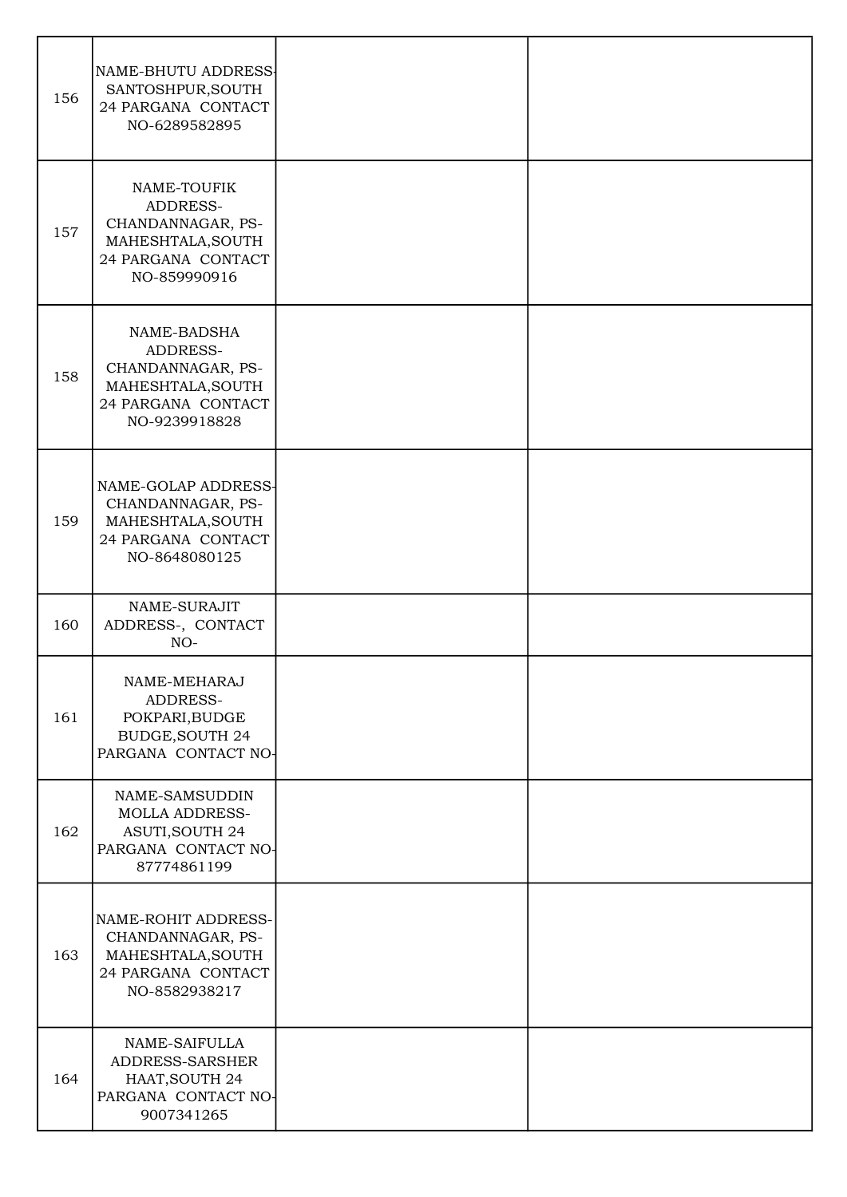| | | | |
|---|---|---|---|
| 156 | NAME-BHUTU ADDRESS-SANTOSHPUR,SOUTH 24 PARGANA CONTACT NO-6289582895 | | |
| 157 | NAME-TOUFIK ADDRESS-CHANDANNAGAR, PS-MAHESHTALA,SOUTH 24 PARGANA CONTACT NO-859990916 | | |
| 158 | NAME-BADSHA ADDRESS-CHANDANNAGAR, PS-MAHESHTALA,SOUTH 24 PARGANA CONTACT NO-9239918828 | | |
| 159 | NAME-GOLAP ADDRESS-CHANDANNAGAR, PS-MAHESHTALA,SOUTH 24 PARGANA CONTACT NO-8648080125 | | |
| 160 | NAME-SURAJIT ADDRESS-, CONTACT NO- | | |
| 161 | NAME-MEHARAJ ADDRESS-POKPARI,BUDGE BUDGE,SOUTH 24 PARGANA CONTACT NO- | | |
| 162 | NAME-SAMSUDDIN MOLLA ADDRESS-ASUTI,SOUTH 24 PARGANA CONTACT NO-87774861199 | | |
| 163 | NAME-ROHIT ADDRESS-CHANDANNAGAR, PS-MAHESHTALA,SOUTH 24 PARGANA CONTACT NO-8582938217 | | |
| 164 | NAME-SAIFULLA ADDRESS-SARSHER HAAT,SOUTH 24 PARGANA CONTACT NO-9007341265 | | |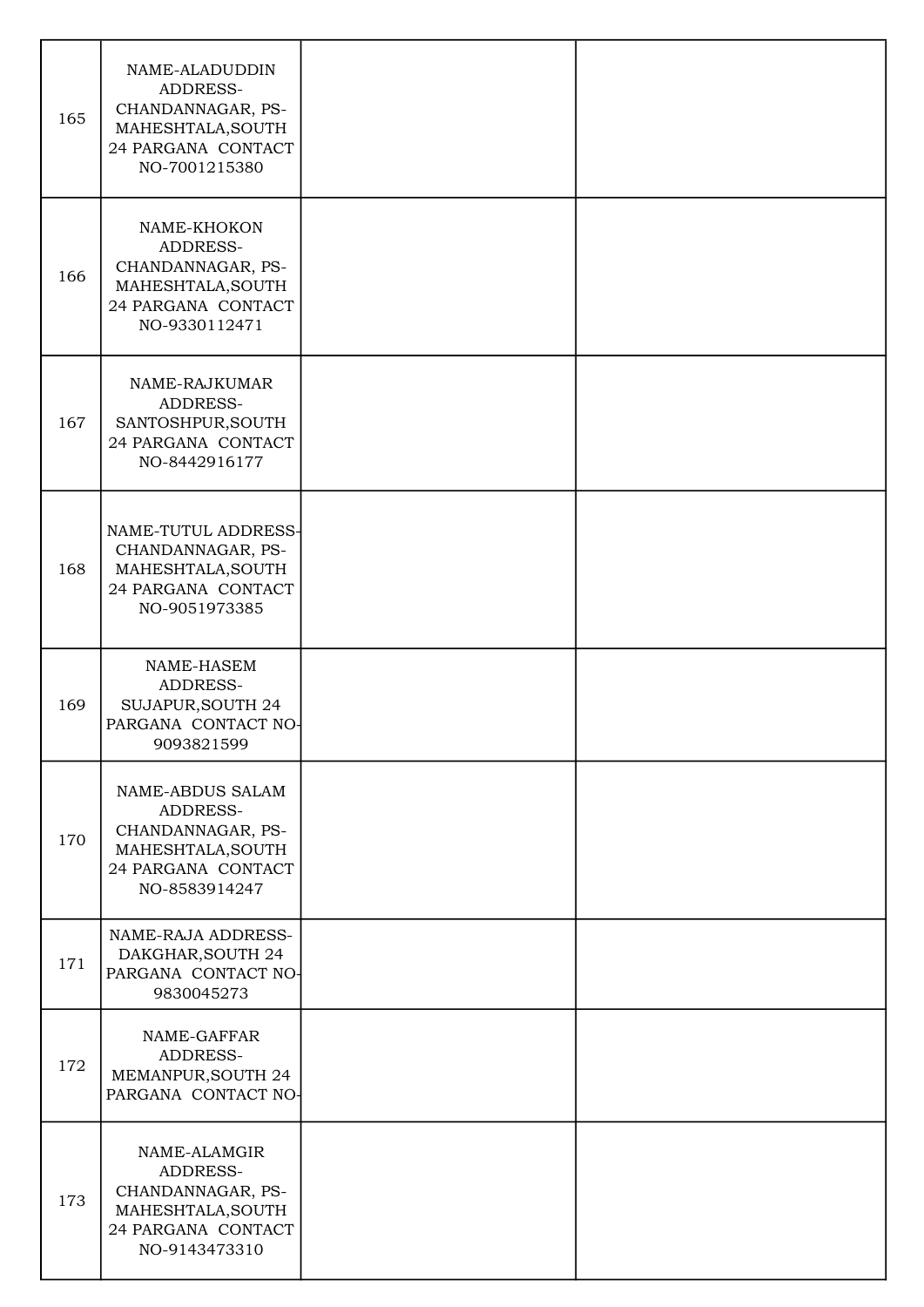| | | | |
|---|---|---|---|
| 165 | NAME-ALADUDDIN ADDRESS-CHANDANNAGAR, PS-MAHESHTALA,SOUTH 24 PARGANA CONTACT NO-7001215380 | | |
| 166 | NAME-KHOKON ADDRESS-CHANDANNAGAR, PS-MAHESHTALA,SOUTH 24 PARGANA CONTACT NO-9330112471 | | |
| 167 | NAME-RAJKUMAR ADDRESS-SANTOSHPUR,SOUTH 24 PARGANA CONTACT NO-8442916177 | | |
| 168 | NAME-TUTUL ADDRESS-CHANDANNAGAR, PS-MAHESHTALA,SOUTH 24 PARGANA CONTACT NO-9051973385 | | |
| 169 | NAME-HASEM ADDRESS-SUJAPUR,SOUTH 24 PARGANA CONTACT NO-9093821599 | | |
| 170 | NAME-ABDUS SALAM ADDRESS-CHANDANNAGAR, PS-MAHESHTALA,SOUTH 24 PARGANA CONTACT NO-8583914247 | | |
| 171 | NAME-RAJA ADDRESS-DAKGHAR,SOUTH 24 PARGANA CONTACT NO-9830045273 | | |
| 172 | NAME-GAFFAR ADDRESS-MEMANPUR,SOUTH 24 PARGANA CONTACT NO- | | |
| 173 | NAME-ALAMGIR ADDRESS-CHANDANNAGAR, PS-MAHESHTALA,SOUTH 24 PARGANA CONTACT NO-9143473310 | | |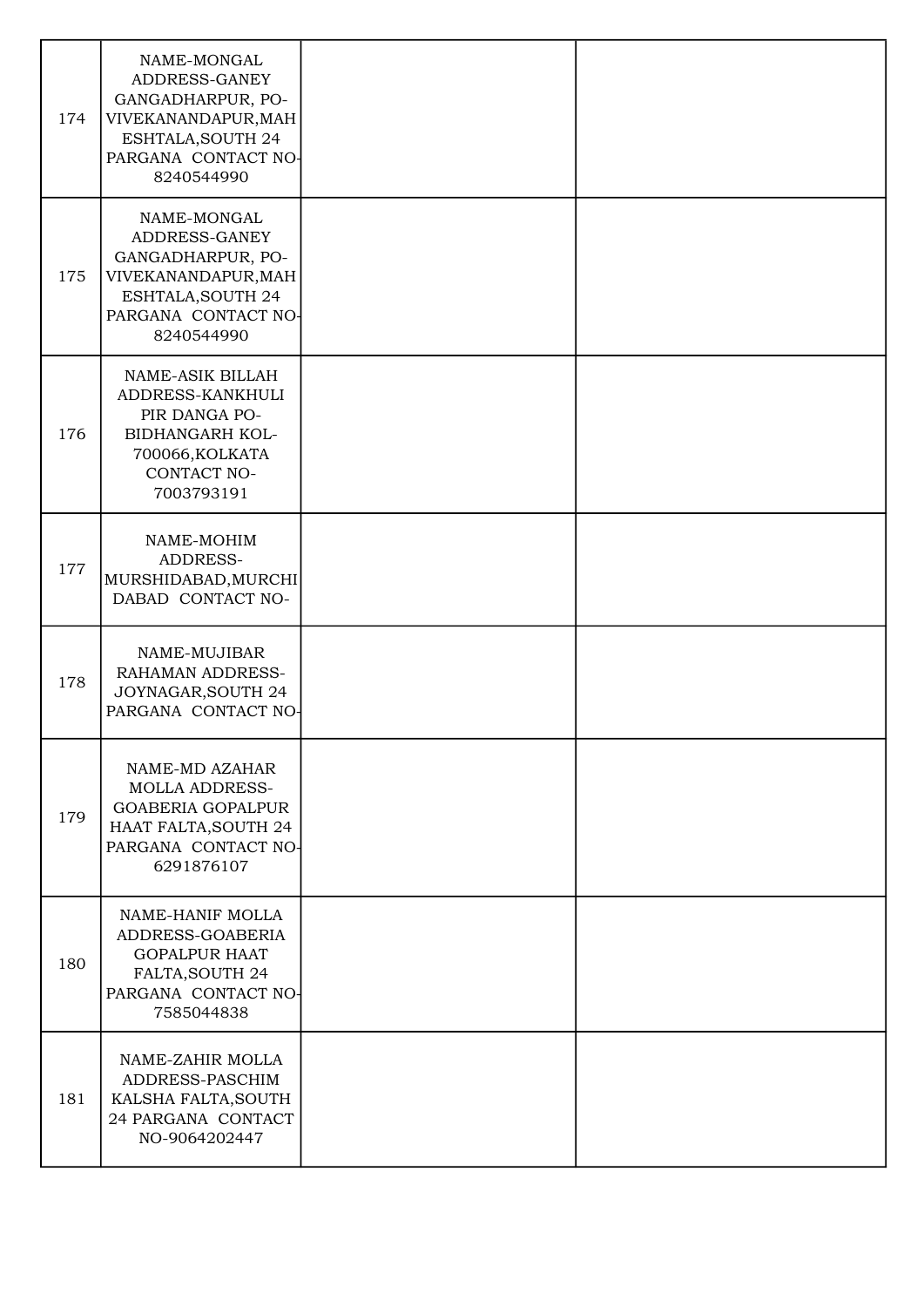| | | | |
|---|---|---|---|
| 174 | NAME-MONGAL ADDRESS-GANEY GANGADHARPUR, PO-VIVEKANANDAPUR,MAHESHTALA,SOUTH 24 PARGANA CONTACT NO-8240544990 | | |
| 175 | NAME-MONGAL ADDRESS-GANEY GANGADHARPUR, PO-VIVEKANANDAPUR,MAHESHTALA,SOUTH 24 PARGANA CONTACT NO-8240544990 | | |
| 176 | NAME-ASIK BILLAH ADDRESS-KANKHULI PIR DANGA PO-BIDHANGARH KOL-700066,KOLKATA CONTACT NO-7003793191 | | |
| 177 | NAME-MOHIM ADDRESS-MURSHIDABAD,MURCHIDABAD CONTACT NO- | | |
| 178 | NAME-MUJIBAR RAHAMAN ADDRESS-JOYNAGAR,SOUTH 24 PARGANA CONTACT NO- | | |
| 179 | NAME-MD AZAHAR MOLLA ADDRESS-GOABERIA GOPALPUR HAAT FALTA,SOUTH 24 PARGANA CONTACT NO-6291876107 | | |
| 180 | NAME-HANIF MOLLA ADDRESS-GOABERIA GOPALPUR HAAT FALTA,SOUTH 24 PARGANA CONTACT NO-7585044838 | | |
| 181 | NAME-ZAHIR MOLLA ADDRESS-PASCHIM KALSHA FALTA,SOUTH 24 PARGANA CONTACT NO-9064202447 | | |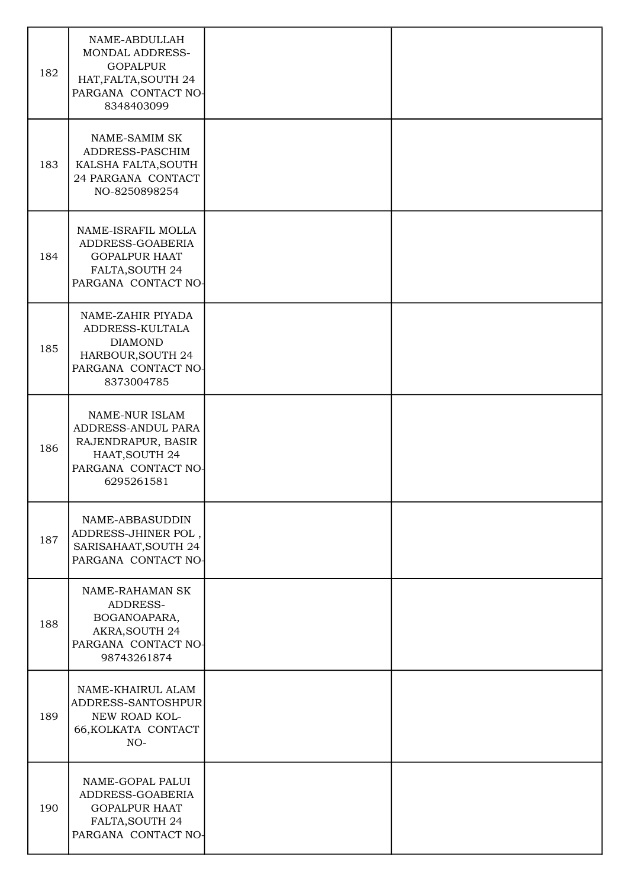| | | | |
|---|---|---|---|
| 182 | NAME-ABDULLAH MONDAL ADDRESS-GOPALPUR HAT,FALTA,SOUTH 24 PARGANA CONTACT NO-8348403099 | | |
| 183 | NAME-SAMIM SK ADDRESS-PASCHIM KALSHA FALTA,SOUTH 24 PARGANA CONTACT NO-8250898254 | | |
| 184 | NAME-ISRAFIL MOLLA ADDRESS-GOABERIA GOPALPUR HAAT FALTA,SOUTH 24 PARGANA CONTACT NO- | | |
| 185 | NAME-ZAHIR PIYADA ADDRESS-KULTALA DIAMOND HARBOUR,SOUTH 24 PARGANA CONTACT NO-8373004785 | | |
| 186 | NAME-NUR ISLAM ADDRESS-ANDUL PARA RAJENDRAPUR, BASIR HAAT,SOUTH 24 PARGANA CONTACT NO-6295261581 | | |
| 187 | NAME-ABBASUDDIN ADDRESS-JHINER POL , SARISAHAAT,SOUTH 24 PARGANA CONTACT NO- | | |
| 188 | NAME-RAHAMAN SK ADDRESS-BOGANOAPARA, AKRA,SOUTH 24 PARGANA CONTACT NO-98743261874 | | |
| 189 | NAME-KHAIRUL ALAM ADDRESS-SANTOSHPUR NEW ROAD KOL-66,KOLKATA CONTACT NO- | | |
| 190 | NAME-GOPAL PALUI ADDRESS-GOABERIA GOPALPUR HAAT FALTA,SOUTH 24 PARGANA CONTACT NO- | | |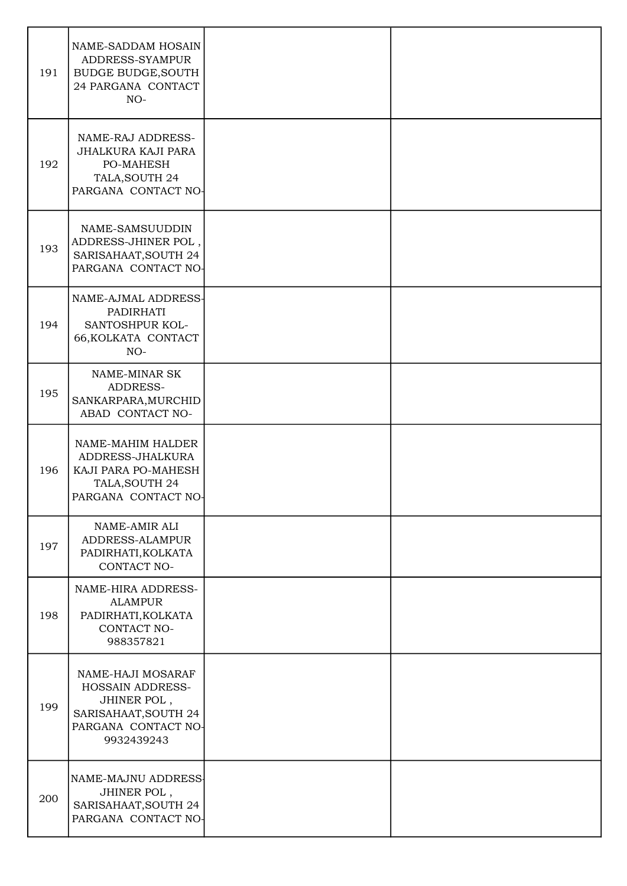| | | | |
|---|---|---|---|
| 191 | NAME-SADDAM HOSAIN ADDRESS-SYAMPUR BUDGE BUDGE,SOUTH 24 PARGANA CONTACT NO- | | |
| 192 | NAME-RAJ ADDRESS-JHALKURA KAJI PARA PO-MAHESH TALA,SOUTH 24 PARGANA CONTACT NO- | | |
| 193 | NAME-SAMSUUDDIN ADDRESS-JHINER POL , SARISAHAAT,SOUTH 24 PARGANA CONTACT NO- | | |
| 194 | NAME-AJMAL ADDRESS-PADIRHATI SANTOSHPUR KOL-66,KOLKATA CONTACT NO- | | |
| 195 | NAME-MINAR SK ADDRESS-SANKARPARA,MURCHIDABAD CONTACT NO- | | |
| 196 | NAME-MAHIM HALDER ADDRESS-JHALKURA KAJI PARA PO-MAHESH TALA,SOUTH 24 PARGANA CONTACT NO- | | |
| 197 | NAME-AMIR ALI ADDRESS-ALAMPUR PADIRHATI,KOLKATA CONTACT NO- | | |
| 198 | NAME-HIRA ADDRESS-ALAMPUR PADIRHATI,KOLKATA CONTACT NO-988357821 | | |
| 199 | NAME-HAJI MOSARAF HOSSAIN ADDRESS-JHINER POL , SARISAHAAT,SOUTH 24 PARGANA CONTACT NO-9932439243 | | |
| 200 | NAME-MAJNU ADDRESS-JHINER POL , SARISAHAAT,SOUTH 24 PARGANA CONTACT NO- | | |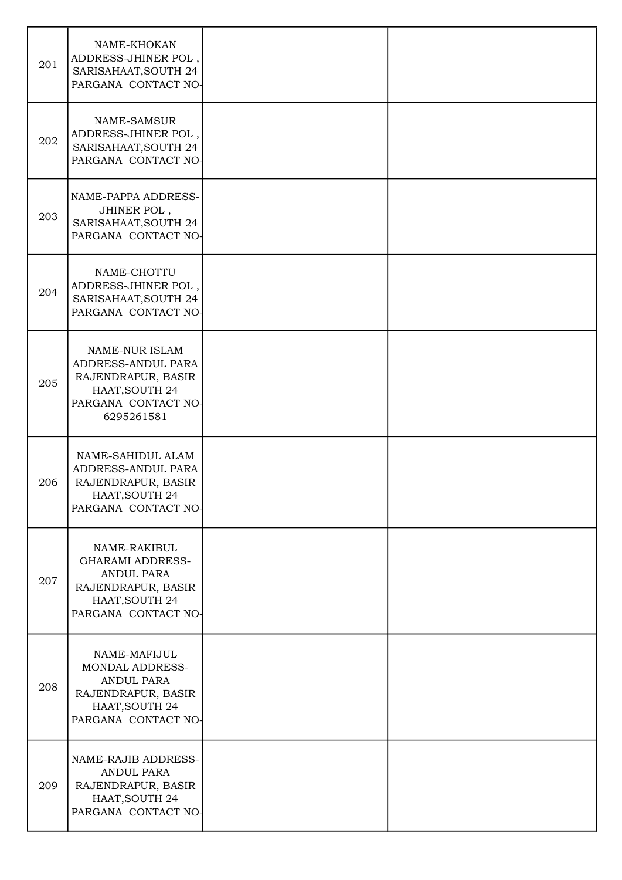| | | | |
|---|---|---|---|
| 201 | NAME-KHOKAN ADDRESS-JHINER POL , SARISAHAAT,SOUTH 24 PARGANA CONTACT NO- | | |
| 202 | NAME-SAMSUR ADDRESS-JHINER POL , SARISAHAAT,SOUTH 24 PARGANA CONTACT NO- | | |
| 203 | NAME-PAPPA ADDRESS-JHINER POL , SARISAHAAT,SOUTH 24 PARGANA CONTACT NO- | | |
| 204 | NAME-CHOTTU ADDRESS-JHINER POL , SARISAHAAT,SOUTH 24 PARGANA CONTACT NO- | | |
| 205 | NAME-NUR ISLAM ADDRESS-ANDUL PARA RAJENDRAPUR, BASIR HAAT,SOUTH 24 PARGANA CONTACT NO-6295261581 | | |
| 206 | NAME-SAHIDUL ALAM ADDRESS-ANDUL PARA RAJENDRAPUR, BASIR HAAT,SOUTH 24 PARGANA CONTACT NO- | | |
| 207 | NAME-RAKIBUL GHARAMI ADDRESS-ANDUL PARA RAJENDRAPUR, BASIR HAAT,SOUTH 24 PARGANA CONTACT NO- | | |
| 208 | NAME-MAFIJUL MONDAL ADDRESS-ANDUL PARA RAJENDRAPUR, BASIR HAAT,SOUTH 24 PARGANA CONTACT NO- | | |
| 209 | NAME-RAJIB ADDRESS-ANDUL PARA RAJENDRAPUR, BASIR HAAT,SOUTH 24 PARGANA CONTACT NO- | | |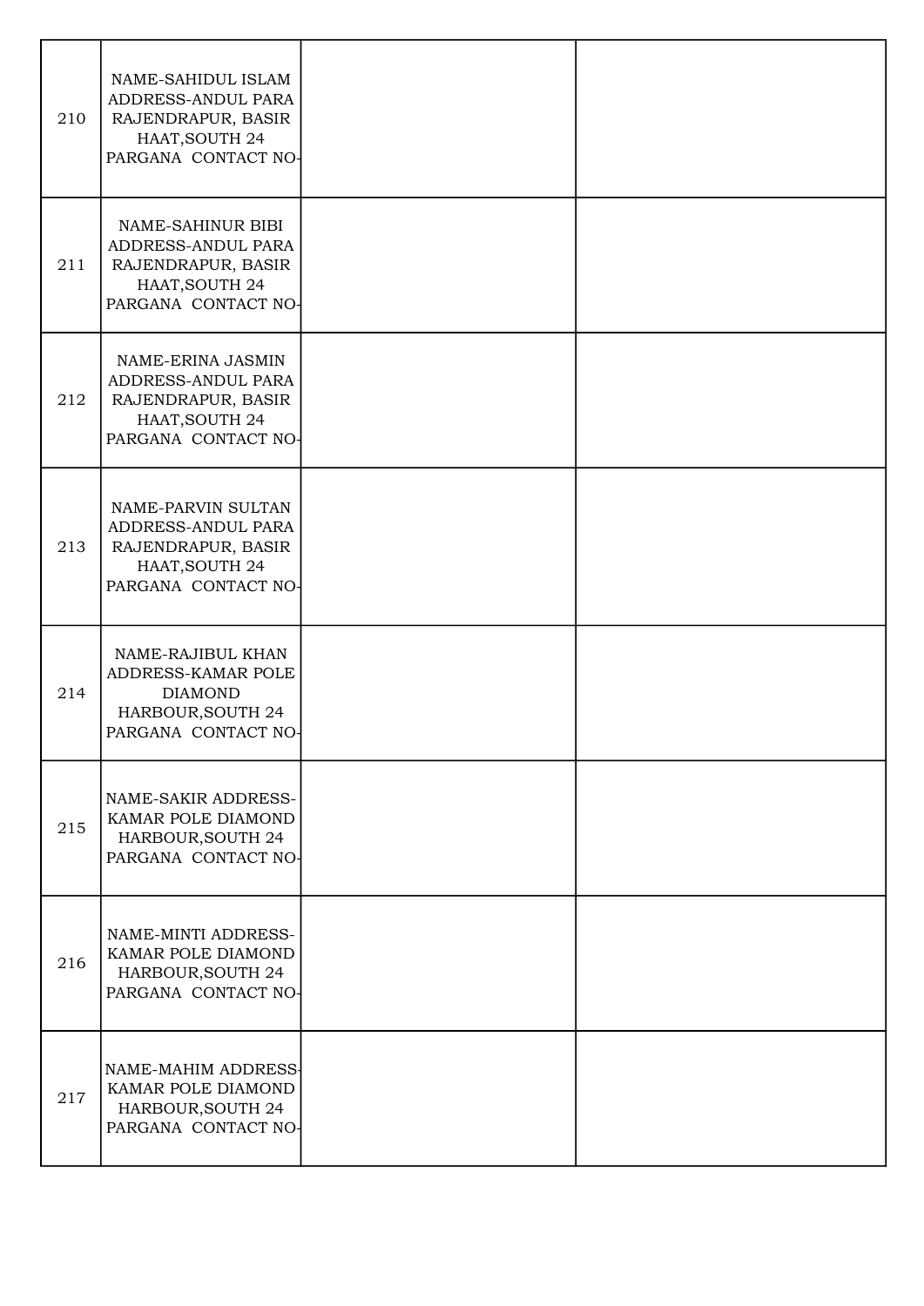| | | | |
|---|---|---|---|
| 210 | NAME-SAHIDUL ISLAM ADDRESS-ANDUL PARA RAJENDRAPUR, BASIR HAAT,SOUTH 24 PARGANA CONTACT NO- | | |
| 211 | NAME-SAHINUR BIBI ADDRESS-ANDUL PARA RAJENDRAPUR, BASIR HAAT,SOUTH 24 PARGANA CONTACT NO- | | |
| 212 | NAME-ERINA JASMIN ADDRESS-ANDUL PARA RAJENDRAPUR, BASIR HAAT,SOUTH 24 PARGANA CONTACT NO- | | |
| 213 | NAME-PARVIN SULTAN ADDRESS-ANDUL PARA RAJENDRAPUR, BASIR HAAT,SOUTH 24 PARGANA CONTACT NO- | | |
| 214 | NAME-RAJIBUL KHAN ADDRESS-KAMAR POLE DIAMOND HARBOUR,SOUTH 24 PARGANA CONTACT NO- | | |
| 215 | NAME-SAKIR ADDRESS-KAMAR POLE DIAMOND HARBOUR,SOUTH 24 PARGANA CONTACT NO- | | |
| 216 | NAME-MINTI ADDRESS-KAMAR POLE DIAMOND HARBOUR,SOUTH 24 PARGANA CONTACT NO- | | |
| 217 | NAME-MAHIM ADDRESS-KAMAR POLE DIAMOND HARBOUR,SOUTH 24 PARGANA CONTACT NO- | | |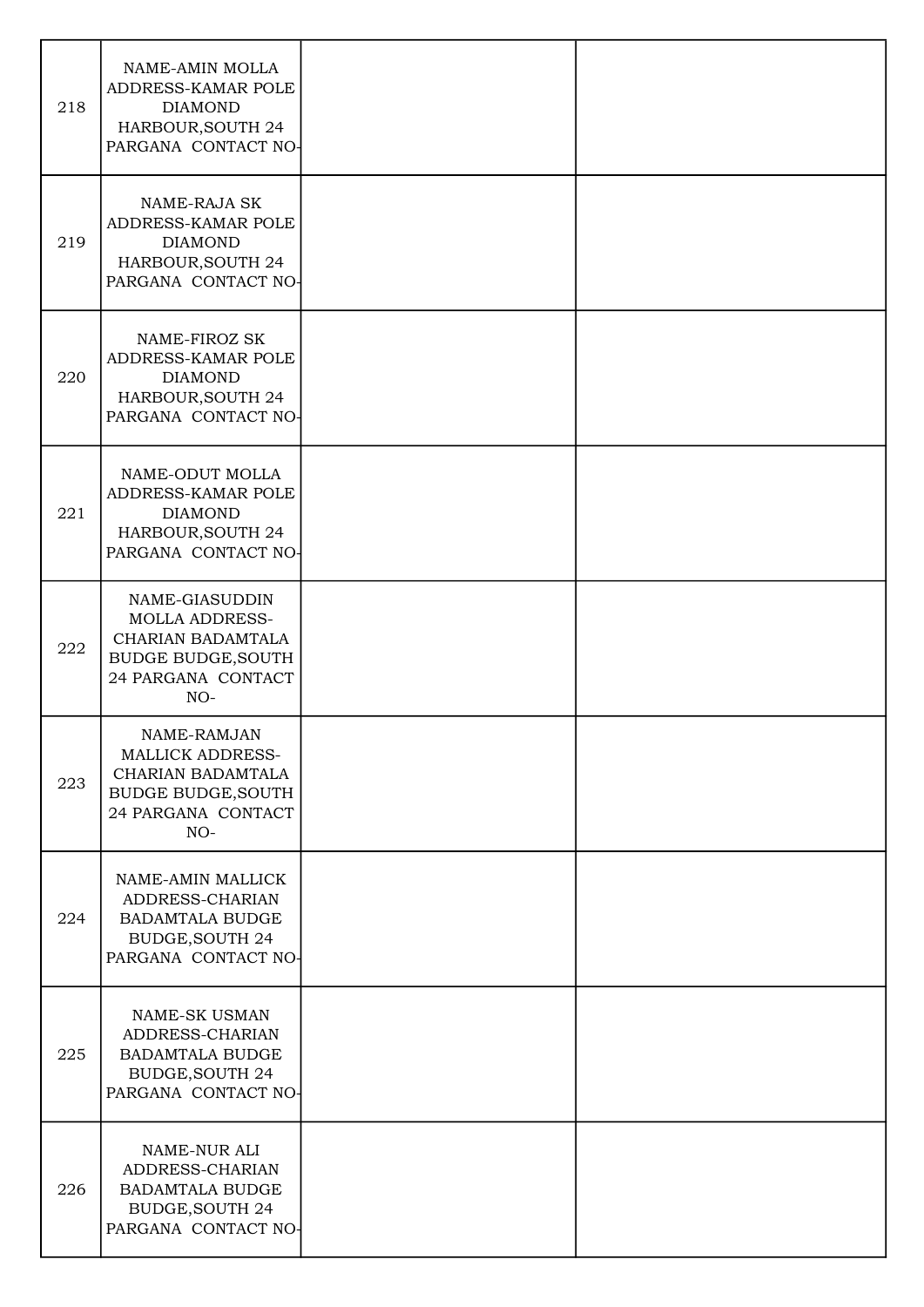| | | | |
|---|---|---|---|
| 218 | NAME-AMIN MOLLA ADDRESS-KAMAR POLE DIAMOND HARBOUR,SOUTH 24 PARGANA CONTACT NO- | | |
| 219 | NAME-RAJA SK ADDRESS-KAMAR POLE DIAMOND HARBOUR,SOUTH 24 PARGANA CONTACT NO- | | |
| 220 | NAME-FIROZ SK ADDRESS-KAMAR POLE DIAMOND HARBOUR,SOUTH 24 PARGANA CONTACT NO- | | |
| 221 | NAME-ODUT MOLLA ADDRESS-KAMAR POLE DIAMOND HARBOUR,SOUTH 24 PARGANA CONTACT NO- | | |
| 222 | NAME-GIASUDDIN MOLLA ADDRESS-CHARIAN BADAMTALA BUDGE BUDGE,SOUTH 24 PARGANA CONTACT NO- | | |
| 223 | NAME-RAMJAN MALLICK ADDRESS-CHARIAN BADAMTALA BUDGE BUDGE,SOUTH 24 PARGANA CONTACT NO- | | |
| 224 | NAME-AMIN MALLICK ADDRESS-CHARIAN BADAMTALA BUDGE BUDGE,SOUTH 24 PARGANA CONTACT NO- | | |
| 225 | NAME-SK USMAN ADDRESS-CHARIAN BADAMTALA BUDGE BUDGE,SOUTH 24 PARGANA CONTACT NO- | | |
| 226 | NAME-NUR ALI ADDRESS-CHARIAN BADAMTALA BUDGE BUDGE,SOUTH 24 PARGANA CONTACT NO- | | |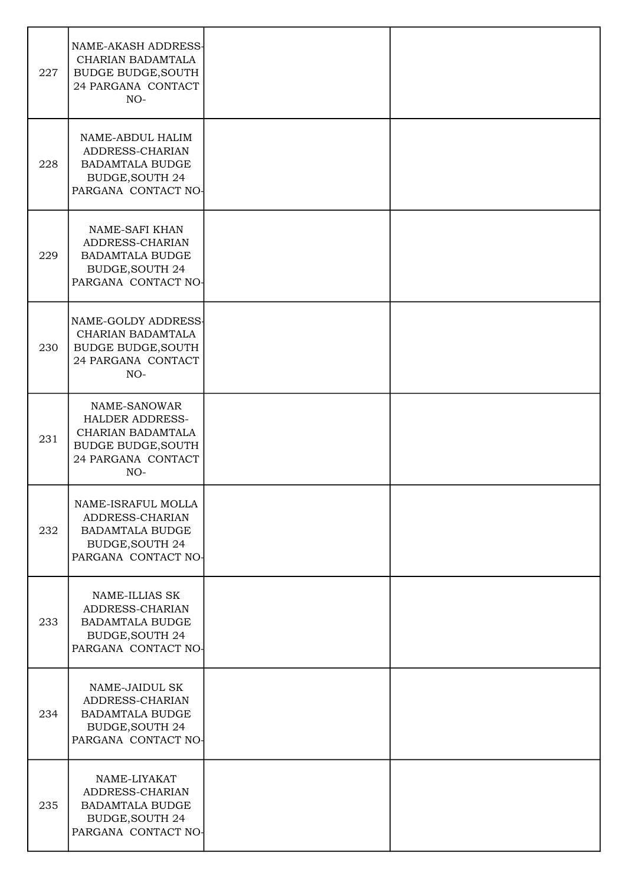| | | | |
|---|---|---|---|
| 227 | NAME-AKASH ADDRESS-CHARIAN BADAMTALA BUDGE BUDGE,SOUTH 24 PARGANA CONTACT NO- | | |
| 228 | NAME-ABDUL HALIM ADDRESS-CHARIAN BADAMTALA BUDGE BUDGE,SOUTH 24 PARGANA CONTACT NO- | | |
| 229 | NAME-SAFI KHAN ADDRESS-CHARIAN BADAMTALA BUDGE BUDGE,SOUTH 24 PARGANA CONTACT NO- | | |
| 230 | NAME-GOLDY ADDRESS-CHARIAN BADAMTALA BUDGE BUDGE,SOUTH 24 PARGANA CONTACT NO- | | |
| 231 | NAME-SANOWAR HALDER ADDRESS-CHARIAN BADAMTALA BUDGE BUDGE,SOUTH 24 PARGANA CONTACT NO- | | |
| 232 | NAME-ISRAFUL MOLLA ADDRESS-CHARIAN BADAMTALA BUDGE BUDGE,SOUTH 24 PARGANA CONTACT NO- | | |
| 233 | NAME-ILLIAS SK ADDRESS-CHARIAN BADAMTALA BUDGE BUDGE,SOUTH 24 PARGANA CONTACT NO- | | |
| 234 | NAME-JAIDUL SK ADDRESS-CHARIAN BADAMTALA BUDGE BUDGE,SOUTH 24 PARGANA CONTACT NO- | | |
| 235 | NAME-LIYAKAT ADDRESS-CHARIAN BADAMTALA BUDGE BUDGE,SOUTH 24 PARGANA CONTACT NO- | | |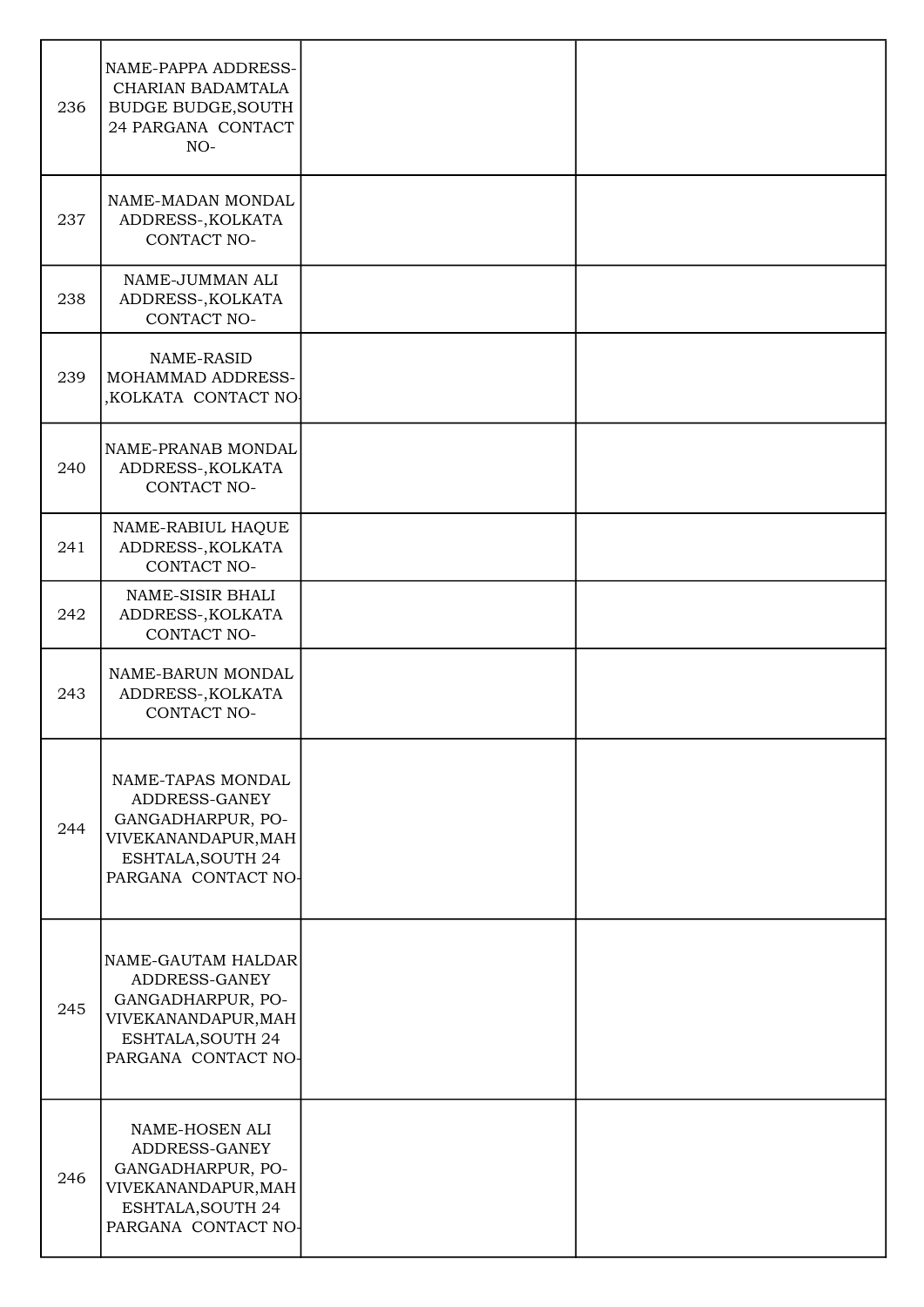| | | | |
|---|---|---|---|
| 236 | NAME-PAPPA ADDRESS-CHARIAN BADAMTALA BUDGE BUDGE,SOUTH 24 PARGANA CONTACT NO- | | |
| 237 | NAME-MADAN MONDAL ADDRESS-,KOLKATA CONTACT NO- | | |
| 238 | NAME-JUMMAN ALI ADDRESS-,KOLKATA CONTACT NO- | | |
| 239 | NAME-RASID MOHAMMAD ADDRESS-,KOLKATA CONTACT NO- | | |
| 240 | NAME-PRANAB MONDAL ADDRESS-,KOLKATA CONTACT NO- | | |
| 241 | NAME-RABIUL HAQUE ADDRESS-,KOLKATA CONTACT NO- | | |
| 242 | NAME-SISIR BHALI ADDRESS-,KOLKATA CONTACT NO- | | |
| 243 | NAME-BARUN MONDAL ADDRESS-,KOLKATA CONTACT NO- | | |
| 244 | NAME-TAPAS MONDAL ADDRESS-GANEY GANGADHARPUR, PO-VIVEKANANDAPUR,MAHESHTALA,SOUTH 24 PARGANA CONTACT NO- | | |
| 245 | NAME-GAUTAM HALDAR ADDRESS-GANEY GANGADHARPUR, PO-VIVEKANANDAPUR,MAHESHTALA,SOUTH 24 PARGANA CONTACT NO- | | |
| 246 | NAME-HOSEN ALI ADDRESS-GANEY GANGADHARPUR, PO-VIVEKANANDAPUR,MAHESHTALA,SOUTH 24 PARGANA CONTACT NO- | | |